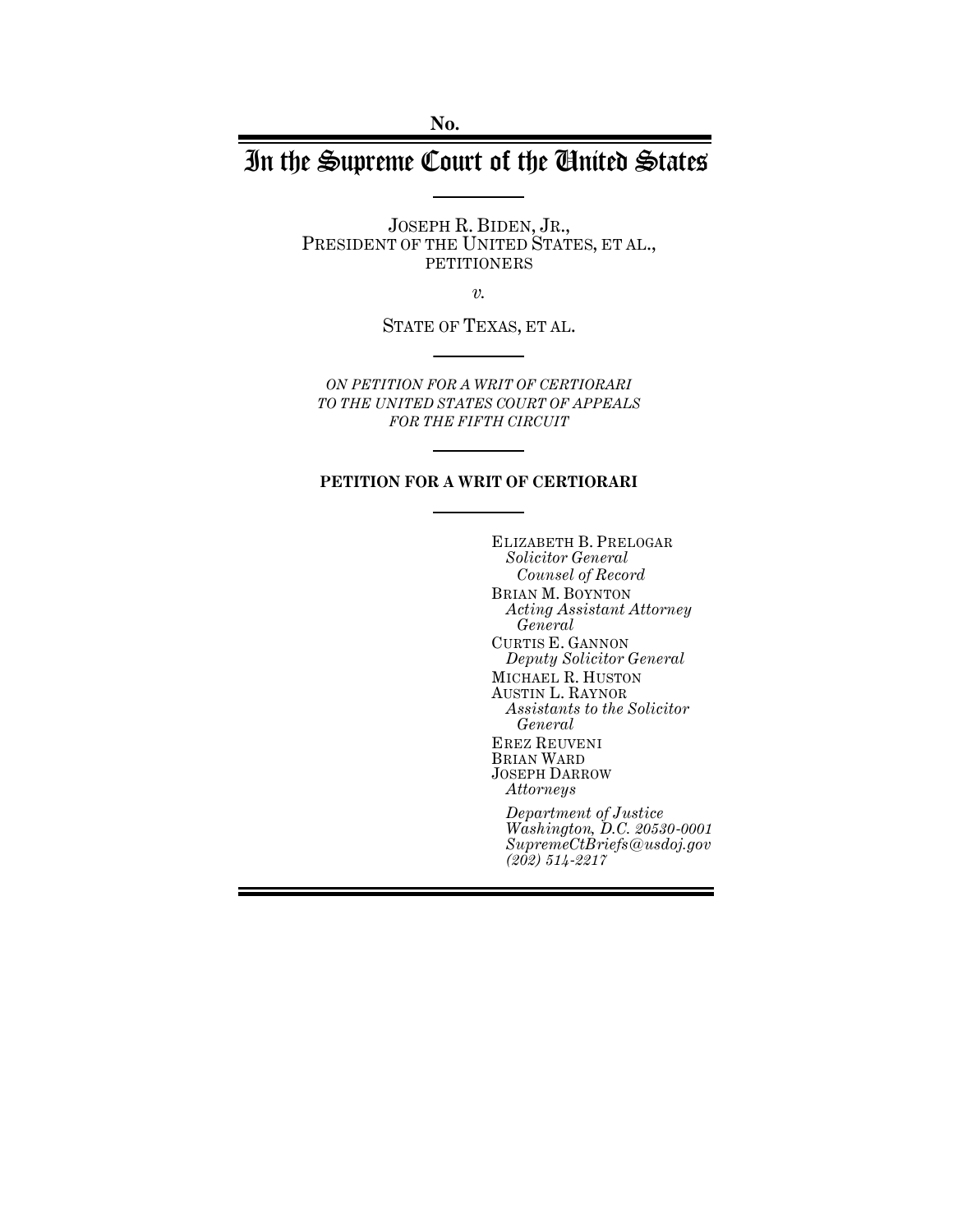No.

# In the Supreme Court of the United States

JOSEPH R. BIDEN, JR.,
PRESIDENT OF THE UNITED STATES, ET AL.,
PETITIONERS

*v.*

STATE OF TEXAS, ET AL.

*ON PETITION FOR A WRIT OF CERTIORARI TO THE UNITED STATES COURT OF APPEALS FOR THE FIFTH CIRCUIT*

**PETITION FOR A WRIT OF CERTIORARI**

ELIZABETH B. PRELOGAR
*Solicitor General*
*Counsel of Record*
BRIAN M. BOYNTON
*Acting Assistant Attorney General*
CURTIS E. GANNON
*Deputy Solicitor General*
MICHAEL R. HUSTON
AUSTIN L. RAYNOR
*Assistants to the Solicitor General*
EREZ REUVENI
BRIAN WARD
JOSEPH DARROW
*Attorneys*

*Department of Justice*
*Washington, D.C. 20530-0001*
*SupremeCtBriefs@usdoj.gov*
*(202) 514-2217*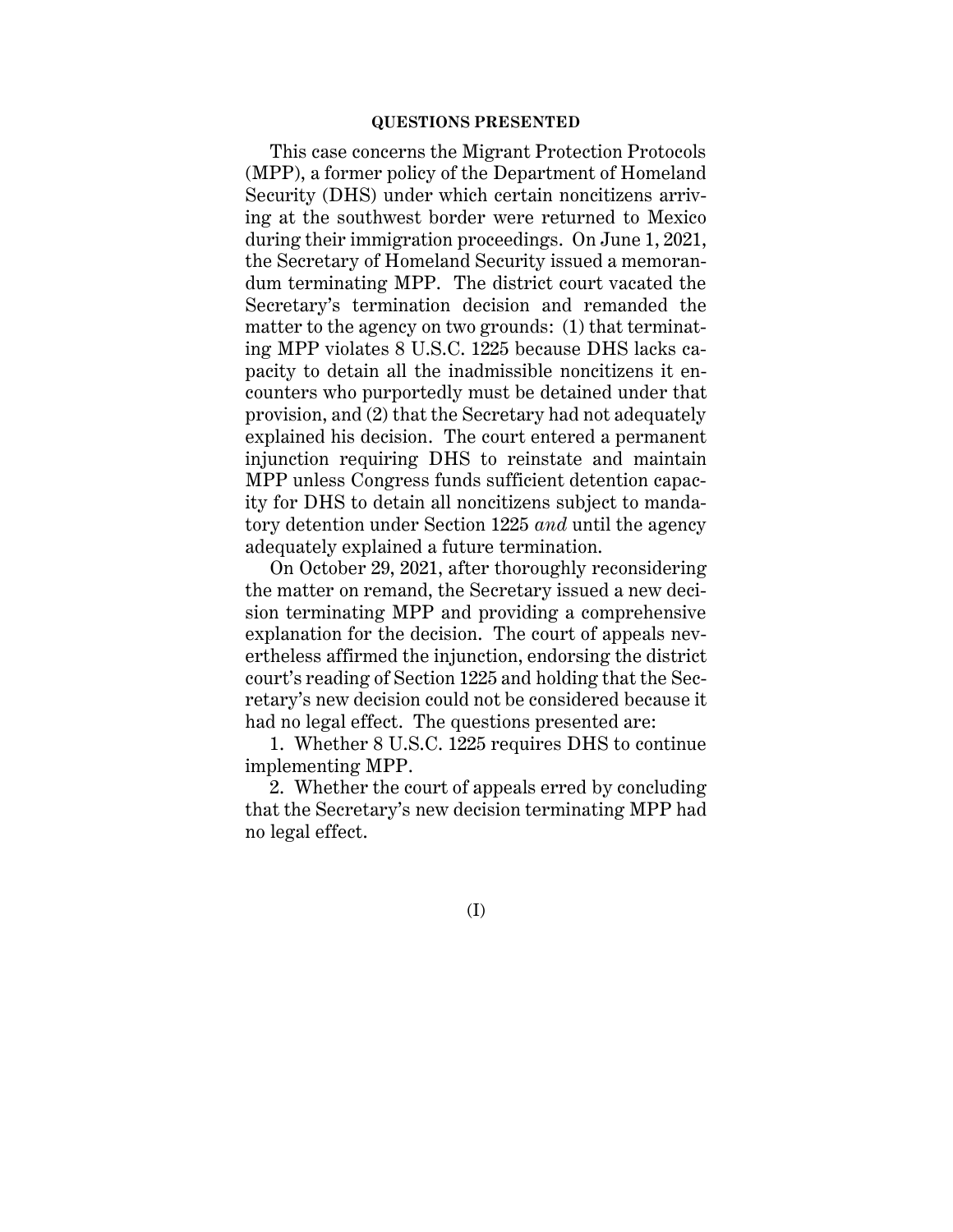## QUESTIONS PRESENTED

This case concerns the Migrant Protection Protocols (MPP), a former policy of the Department of Homeland Security (DHS) under which certain noncitizens arriving at the southwest border were returned to Mexico during their immigration proceedings. On June 1, 2021, the Secretary of Homeland Security issued a memorandum terminating MPP. The district court vacated the Secretary's termination decision and remanded the matter to the agency on two grounds: (1) that terminating MPP violates 8 U.S.C. 1225 because DHS lacks capacity to detain all the inadmissible noncitizens it encounters who purportedly must be detained under that provision, and (2) that the Secretary had not adequately explained his decision. The court entered a permanent injunction requiring DHS to reinstate and maintain MPP unless Congress funds sufficient detention capacity for DHS to detain all noncitizens subject to mandatory detention under Section 1225 *and* until the agency adequately explained a future termination.

On October 29, 2021, after thoroughly reconsidering the matter on remand, the Secretary issued a new decision terminating MPP and providing a comprehensive explanation for the decision. The court of appeals nevertheless affirmed the injunction, endorsing the district court's reading of Section 1225 and holding that the Secretary's new decision could not be considered because it had no legal effect. The questions presented are:

1. Whether 8 U.S.C. 1225 requires DHS to continue implementing MPP.

2. Whether the court of appeals erred by concluding that the Secretary's new decision terminating MPP had no legal effect.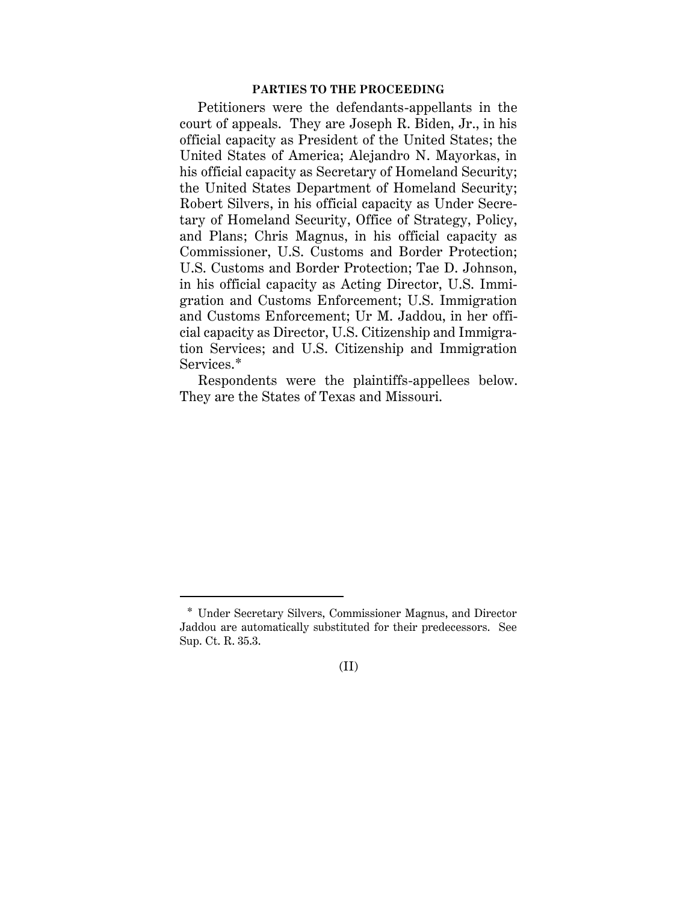## PARTIES TO THE PROCEEDING

Petitioners were the defendants-appellants in the court of appeals. They are Joseph R. Biden, Jr., in his official capacity as President of the United States; the United States of America; Alejandro N. Mayorkas, in his official capacity as Secretary of Homeland Security; the United States Department of Homeland Security; Robert Silvers, in his official capacity as Under Secretary of Homeland Security, Office of Strategy, Policy, and Plans; Chris Magnus, in his official capacity as Commissioner, U.S. Customs and Border Protection; U.S. Customs and Border Protection; Tae D. Johnson, in his official capacity as Acting Director, U.S. Immigration and Customs Enforcement; U.S. Immigration and Customs Enforcement; Ur M. Jaddou, in her official capacity as Director, U.S. Citizenship and Immigration Services; and U.S. Citizenship and Immigration Services.*

Respondents were the plaintiffs-appellees below. They are the States of Texas and Missouri.

---

* Under Secretary Silvers, Commissioner Magnus, and Director Jaddou are automatically substituted for their predecessors. See Sup. Ct. R. 35.3.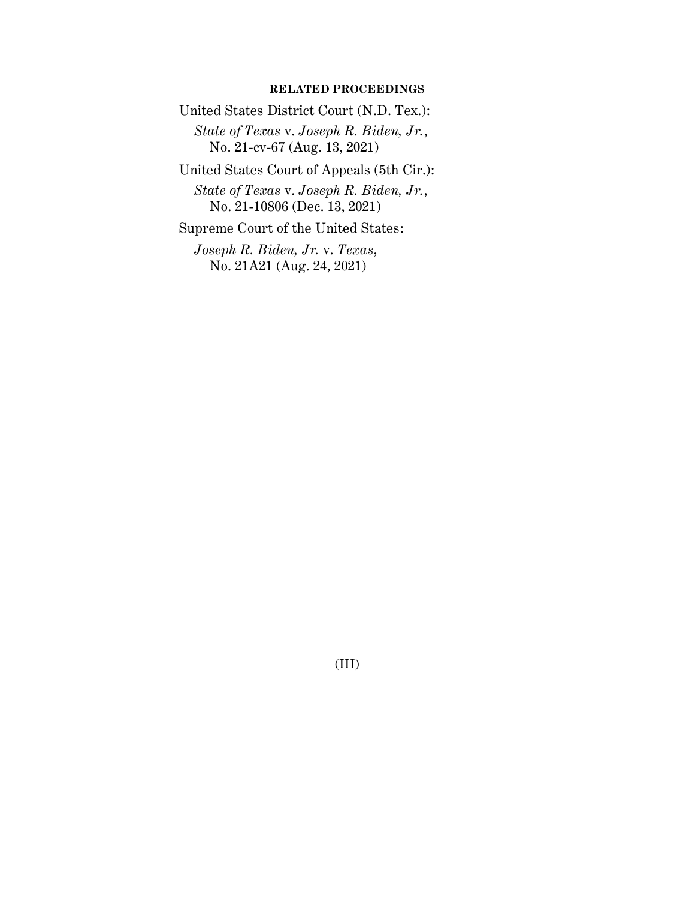## RELATED PROCEEDINGS

United States District Court (N.D. Tex.):

*State of Texas* v. *Joseph R. Biden, Jr.*, No. 21-cv-67 (Aug. 13, 2021)

United States Court of Appeals (5th Cir.):

*State of Texas* v. *Joseph R. Biden, Jr.*, No. 21-10806 (Dec. 13, 2021)

Supreme Court of the United States:

*Joseph R. Biden, Jr.* v. *Texas*, No. 21A21 (Aug. 24, 2021)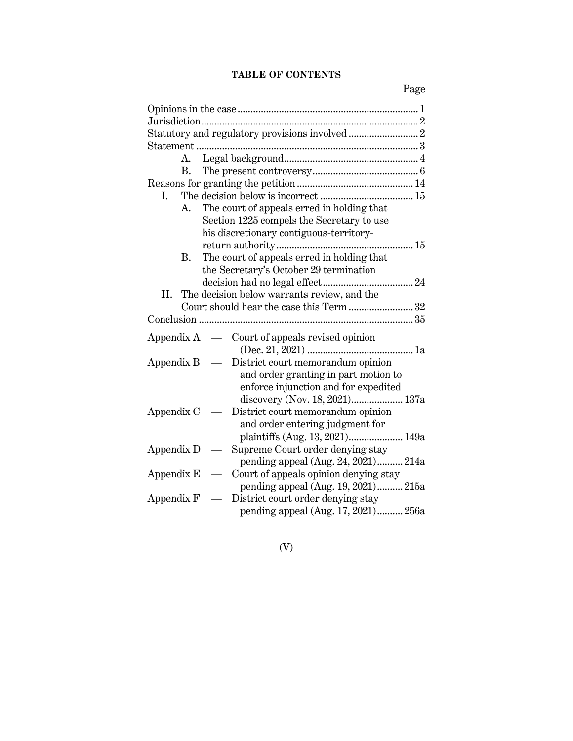**TABLE OF CONTENTS**

Page

Opinions in the case ..... 1
Jurisdiction ..... 2
Statutory and regulatory provisions involved ..... 2
Statement ..... 3
- A. Legal background ..... 4
- B. The present controversy ..... 6

Reasons for granting the petition ..... 14
- I. The decision below is incorrect ..... 15
  - A. The court of appeals erred in holding that Section 1225 compels the Secretary to use his discretionary contiguous-territory-return authority ..... 15
  - B. The court of appeals erred in holding that the Secretary's October 29 termination decision had no legal effect ..... 24
- II. The decision below warrants review, and the Court should hear the case this Term ..... 32

Conclusion ..... 35

Appendix A — Court of appeals revised opinion (Dec. 21, 2021) ..... 1a
Appendix B — District court memorandum opinion and order granting in part motion to enforce injunction and for expedited discovery (Nov. 18, 2021) ..... 137a
Appendix C — District court memorandum opinion and order entering judgment for plaintiffs (Aug. 13, 2021) ..... 149a
Appendix D — Supreme Court order denying stay pending appeal (Aug. 24, 2021) ..... 214a
Appendix E — Court of appeals opinion denying stay pending appeal (Aug. 19, 2021) ..... 215a
Appendix F — District court order denying stay pending appeal (Aug. 17, 2021) ..... 256a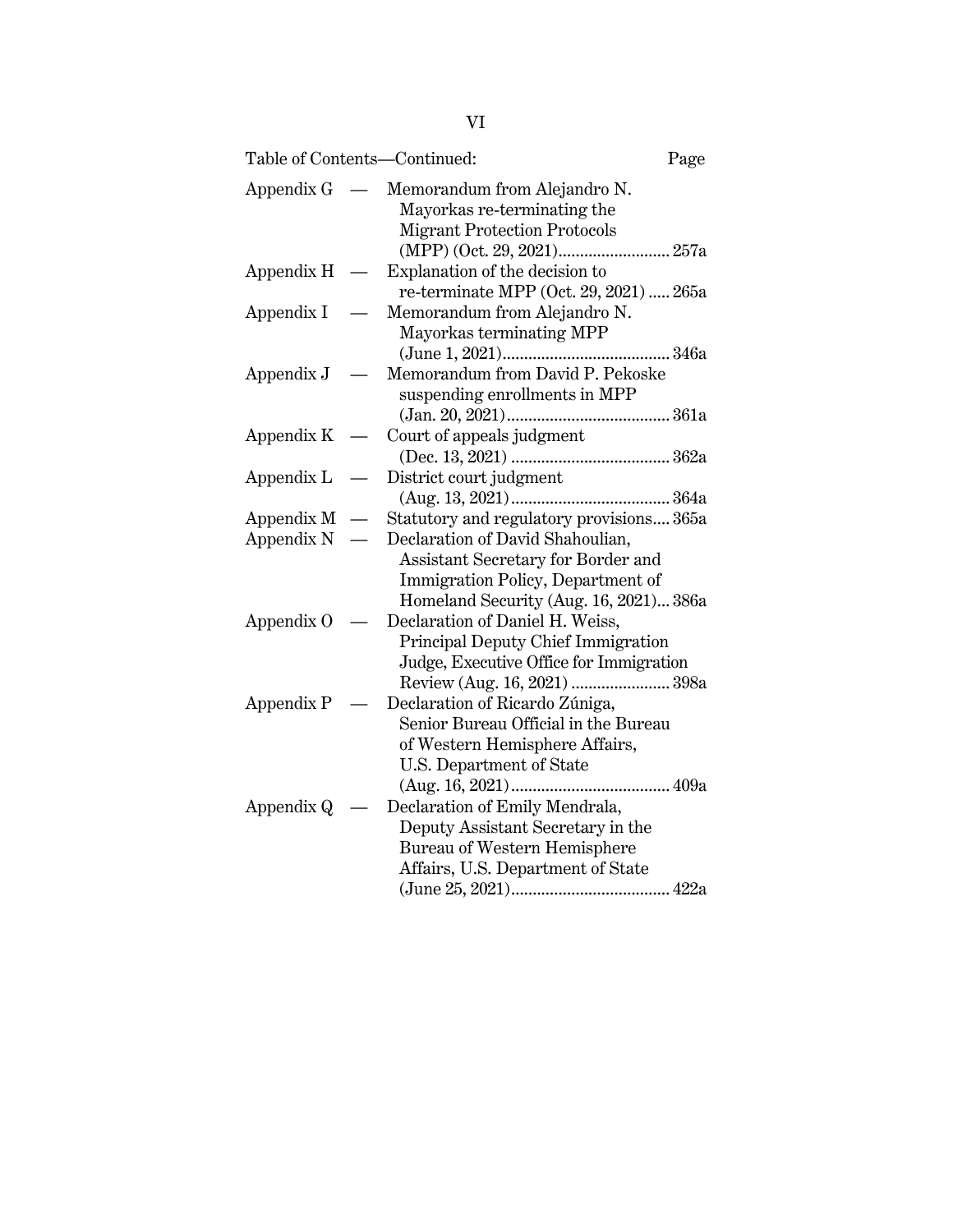Table of Contents—Continued:

| | | Page |
|---|---|---|
| Appendix G — | Memorandum from Alejandro N. Mayorkas re-terminating the Migrant Protection Protocols (MPP) (Oct. 29, 2021) | 257a |
| Appendix H — | Explanation of the decision to re-terminate MPP (Oct. 29, 2021) | 265a |
| Appendix I — | Memorandum from Alejandro N. Mayorkas terminating MPP (June 1, 2021) | 346a |
| Appendix J — | Memorandum from David P. Pekoske suspending enrollments in MPP (Jan. 20, 2021) | 361a |
| Appendix K — | Court of appeals judgment (Dec. 13, 2021) | 362a |
| Appendix L — | District court judgment (Aug. 13, 2021) | 364a |
| Appendix M — | Statutory and regulatory provisions | 365a |
| Appendix N — | Declaration of David Shahoulian, Assistant Secretary for Border and Immigration Policy, Department of Homeland Security (Aug. 16, 2021) | 386a |
| Appendix O — | Declaration of Daniel H. Weiss, Principal Deputy Chief Immigration Judge, Executive Office for Immigration Review (Aug. 16, 2021) | 398a |
| Appendix P — | Declaration of Ricardo Zúniga, Senior Bureau Official in the Bureau of Western Hemisphere Affairs, U.S. Department of State (Aug. 16, 2021) | 409a |
| Appendix Q — | Declaration of Emily Mendrala, Deputy Assistant Secretary in the Bureau of Western Hemisphere Affairs, U.S. Department of State (June 25, 2021) | 422a |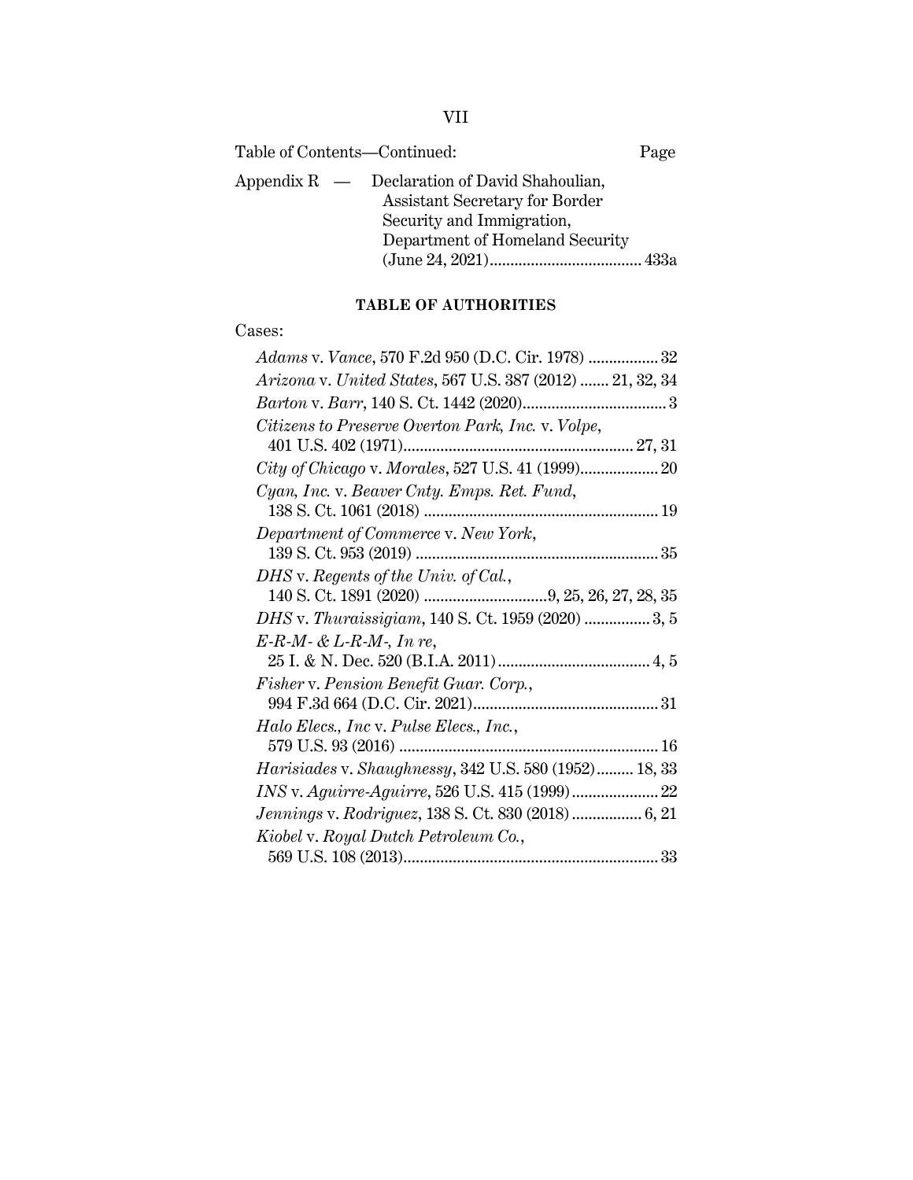Table of Contents—Continued: Page

Appendix R — Declaration of David Shahoulian, Assistant Secretary for Border Security and Immigration, Department of Homeland Security (June 24, 2021)..................................... 433a

## TABLE OF AUTHORITIES

Cases:

*Adams* v. *Vance*, 570 F.2d 950 (D.C. Cir. 1978) ................. 32

*Arizona* v. *United States*, 567 U.S. 387 (2012) ....... 21, 32, 34

*Barton* v. *Barr*, 140 S. Ct. 1442 (2020)................................... 3

*Citizens to Preserve Overton Park, Inc.* v. *Volpe*, 401 U.S. 402 (1971)........................................................ 27, 31

*City of Chicago* v. *Morales*, 527 U.S. 41 (1999)................... 20

*Cyan, Inc.* v. *Beaver Cnty. Emps. Ret. Fund*, 138 S. Ct. 1061 (2018) ......................................................... 19

*Department of Commerce* v. *New York*, 139 S. Ct. 953 (2019) ........................................................... 35

*DHS* v. *Regents of the Univ. of Cal.*, 140 S. Ct. 1891 (2020) .............................9, 25, 26, 27, 28, 35

*DHS* v. *Thuraissigiam*, 140 S. Ct. 1959 (2020) ................ 3, 5

*E-R-M- & L-R-M-, In re*, 25 I. & N. Dec. 520 (B.I.A. 2011)..................................... 4, 5

*Fisher* v. *Pension Benefit Guar. Corp.*, 994 F.3d 664 (D.C. Cir. 2021)............................................. 31

*Halo Elecs., Inc* v. *Pulse Elecs., Inc.*, 579 U.S. 93 (2016) ............................................................... 16

*Harisiades* v. *Shaughnessy*, 342 U.S. 580 (1952)......... 18, 33

*INS* v. *Aguirre-Aguirre*, 526 U.S. 415 (1999)..................... 22

*Jennings* v. *Rodriguez*, 138 S. Ct. 830 (2018) ................. 6, 21

*Kiobel* v. *Royal Dutch Petroleum Co.*, 569 U.S. 108 (2013).............................................................. 33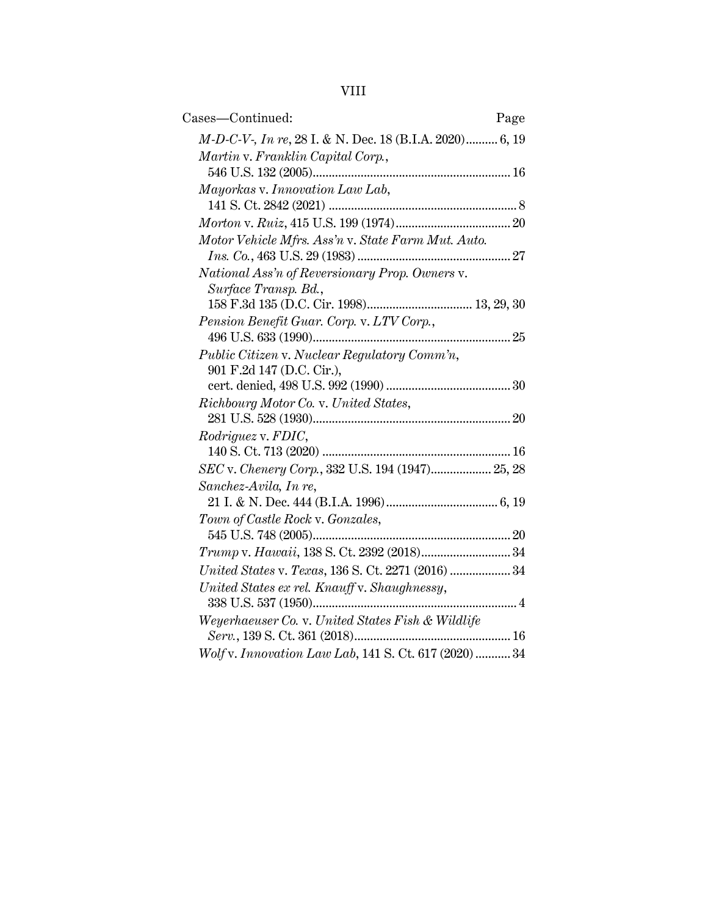Cases—Continued: Page

*M-D-C-V-*, *In re*, 28 I. & N. Dec. 18 (B.I.A. 2020).......... 6, 19

*Martin* v. *Franklin Capital Corp.*, 546 U.S. 132 (2005)............................................................. 16

*Mayorkas* v. *Innovation Law Lab*, 141 S. Ct. 2842 (2021) .......................................................... 8

*Morton* v. *Ruiz*, 415 U.S. 199 (1974).................................... 20

*Motor Vehicle Mfrs. Ass'n* v. *State Farm Mut. Auto. Ins. Co.*, 463 U.S. 29 (1983) ................................................ 27

*National Ass'n of Reversionary Prop. Owners* v. *Surface Transp. Bd.*, 158 F.3d 135 (D.C. Cir. 1998)................................. 13, 29, 30

*Pension Benefit Guar. Corp.* v. *LTV Corp.*, 496 U.S. 633 (1990)............................................................. 25

*Public Citizen* v. *Nuclear Regulatory Comm'n*, 901 F.2d 147 (D.C. Cir.), cert. denied, 498 U.S. 992 (1990) ....................................... 30

*Richbourg Motor Co.* v. *United States*, 281 U.S. 528 (1930)............................................................. 20

*Rodriguez* v. *FDIC*, 140 S. Ct. 713 (2020) .......................................................... 16

*SEC* v. *Chenery Corp.*, 332 U.S. 194 (1947)................... 25, 28

*Sanchez-Avila*, *In re*, 21 I. & N. Dec. 444 (B.I.A. 1996).................................. 6, 19

*Town of Castle Rock* v. *Gonzales*, 545 U.S. 748 (2005)............................................................. 20

*Trump* v. *Hawaii*, 138 S. Ct. 2392 (2018)............................ 34

*United States* v. *Texas*, 136 S. Ct. 2271 (2016) ................... 34

*United States ex rel. Knauff* v. *Shaughnessy*, 338 U.S. 537 (1950)............................................................... 4

*Weyerhaeuser Co.* v. *United States Fish & Wildlife Serv.*, 139 S. Ct. 361 (2018)................................................ 16

*Wolf* v. *Innovation Law Lab*, 141 S. Ct. 617 (2020) ........... 34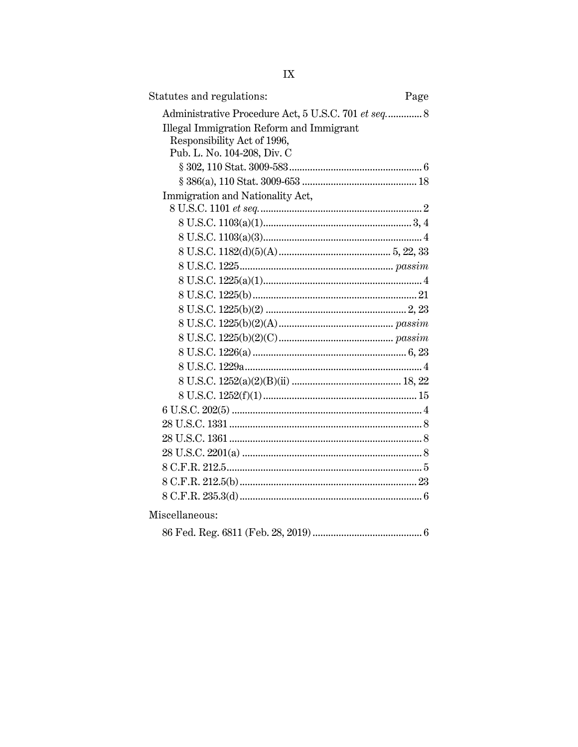Statutes and regulations: Page

Administrative Procedure Act, 5 U.S.C. 701 *et seq.* ............ 8

Illegal Immigration Reform and Immigrant Responsibility Act of 1996, Pub. L. No. 104-208, Div. C

- § 302, 110 Stat. 3009-583 ............ 6
- § 386(a), 110 Stat. 3009-653 ............ 18

Immigration and Nationality Act, 8 U.S.C. 1101 *et seq.* ............ 2

- 8 U.S.C. 1103(a)(1) ............ 3, 4
- 8 U.S.C. 1103(a)(3) ............ 4
- 8 U.S.C. 1182(d)(5)(A) ............ 5, 22, 33
- 8 U.S.C. 1225 ............ *passim*
- 8 U.S.C. 1225(a)(1) ............ 4
- 8 U.S.C. 1225(b) ............ 21
- 8 U.S.C. 1225(b)(2) ............ 2, 23
- 8 U.S.C. 1225(b)(2)(A) ............ *passim*
- 8 U.S.C. 1225(b)(2)(C) ............ *passim*
- 8 U.S.C. 1226(a) ............ 6, 23
- 8 U.S.C. 1229a ............ 4
- 8 U.S.C. 1252(a)(2)(B)(ii) ............ 18, 22
- 8 U.S.C. 1252(f)(1) ............ 15

6 U.S.C. 202(5) ............ 4

28 U.S.C. 1331 ............ 8

28 U.S.C. 1361 ............ 8

28 U.S.C. 2201(a) ............ 8

8 C.F.R. 212.5 ............ 5

8 C.F.R. 212.5(b) ............ 23

8 C.F.R. 235.3(d) ............ 6

Miscellaneous:

86 Fed. Reg. 6811 (Feb. 28, 2019) ............ 6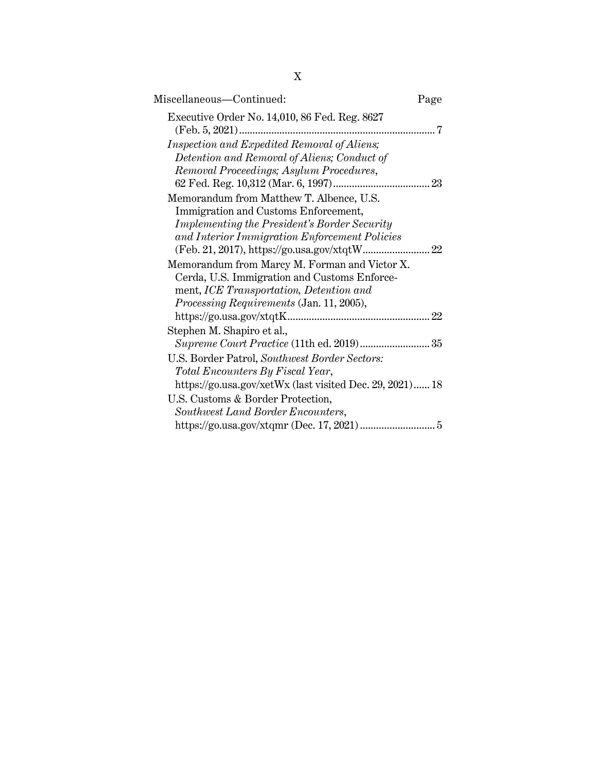| Miscellaneous—Continued: | Page |
|---|---|
| Executive Order No. 14,010, 86 Fed. Reg. 8627 (Feb. 5, 2021) | 7 |
| *Inspection and Expedited Removal of Aliens; Detention and Removal of Aliens; Conduct of Removal Proceedings; Asylum Procedures*, 62 Fed. Reg. 10,312 (Mar. 6, 1997) | 23 |
| Memorandum from Matthew T. Albence, U.S. Immigration and Customs Enforcement, *Implementing the President's Border Security and Interior Immigration Enforcement Policies* (Feb. 21, 2017), https://go.usa.gov/xtqtW | 22 |
| Memorandum from Marcy M. Forman and Victor X. Cerda, U.S. Immigration and Customs Enforcement, *ICE Transportation, Detention and Processing Requirements* (Jan. 11, 2005), https://go.usa.gov/xtqtK | 22 |
| Stephen M. Shapiro et al., *Supreme Court Practice* (11th ed. 2019) | 35 |
| U.S. Border Patrol, *Southwest Border Sectors: Total Encounters By Fiscal Year*, https://go.usa.gov/xetWx (last visited Dec. 29, 2021) | 18 |
| U.S. Customs & Border Protection, *Southwest Land Border Encounters*, https://go.usa.gov/xtqmr (Dec. 17, 2021) | 5 |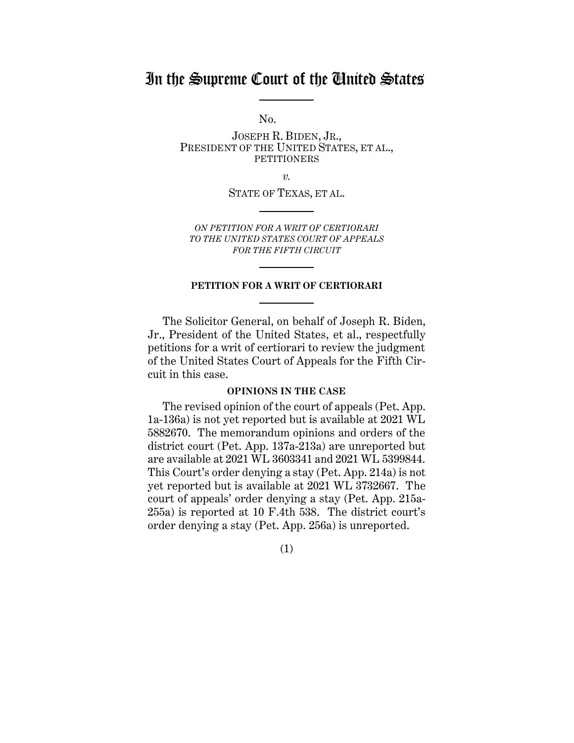# In the Supreme Court of the United States

No.

JOSEPH R. BIDEN, JR.,
PRESIDENT OF THE UNITED STATES, ET AL.,
PETITIONERS

*v.*

STATE OF TEXAS, ET AL.

*ON PETITION FOR A WRIT OF CERTIORARI TO THE UNITED STATES COURT OF APPEALS FOR THE FIFTH CIRCUIT*

**PETITION FOR A WRIT OF CERTIORARI**

The Solicitor General, on behalf of Joseph R. Biden, Jr., President of the United States, et al., respectfully petitions for a writ of certiorari to review the judgment of the United States Court of Appeals for the Fifth Circuit in this case.

**OPINIONS IN THE CASE**

The revised opinion of the court of appeals (Pet. App. 1a-136a) is not yet reported but is available at 2021 WL 5882670. The memorandum opinions and orders of the district court (Pet. App. 137a-213a) are unreported but are available at 2021 WL 3603341 and 2021 WL 5399844. This Court's order denying a stay (Pet. App. 214a) is not yet reported but is available at 2021 WL 3732667. The court of appeals' order denying a stay (Pet. App. 215a-255a) is reported at 10 F.4th 538. The district court's order denying a stay (Pet. App. 256a) is unreported.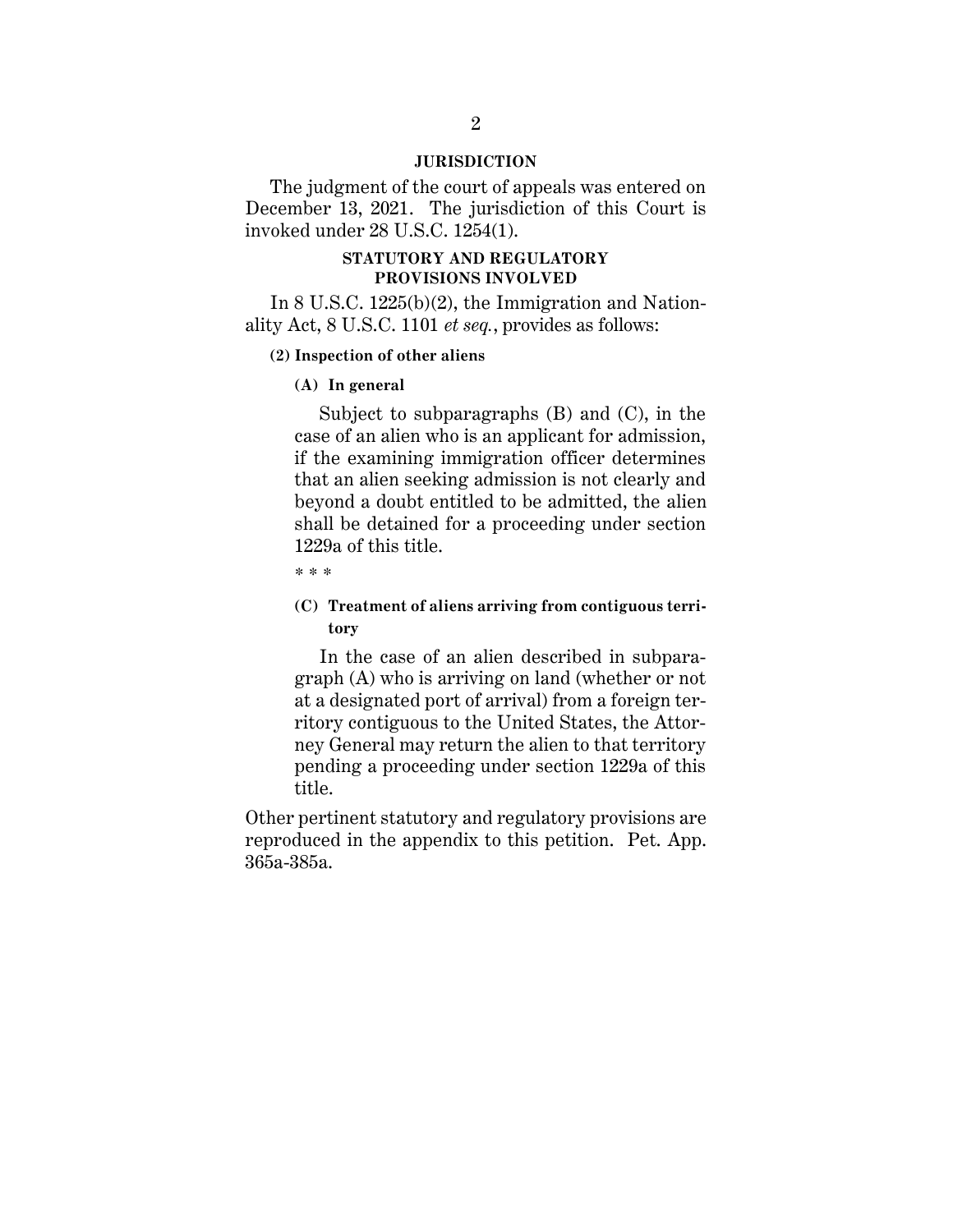## JURISDICTION

The judgment of the court of appeals was entered on December 13, 2021. The jurisdiction of this Court is invoked under 28 U.S.C. 1254(1).

## STATUTORY AND REGULATORY PROVISIONS INVOLVED

In 8 U.S.C. 1225(b)(2), the Immigration and Nationality Act, 8 U.S.C. 1101 *et seq.*, provides as follows:

> **(2) Inspection of other aliens**
>
> **(A) In general**
>
> Subject to subparagraphs (B) and (C), in the case of an alien who is an applicant for admission, if the examining immigration officer determines that an alien seeking admission is not clearly and beyond a doubt entitled to be admitted, the alien shall be detained for a proceeding under section 1229a of this title.
>
> \* \* \*
>
> **(C) Treatment of aliens arriving from contiguous territory**
>
> In the case of an alien described in subparagraph (A) who is arriving on land (whether or not at a designated port of arrival) from a foreign territory contiguous to the United States, the Attorney General may return the alien to that territory pending a proceeding under section 1229a of this title.

Other pertinent statutory and regulatory provisions are reproduced in the appendix to this petition. Pet. App. 365a-385a.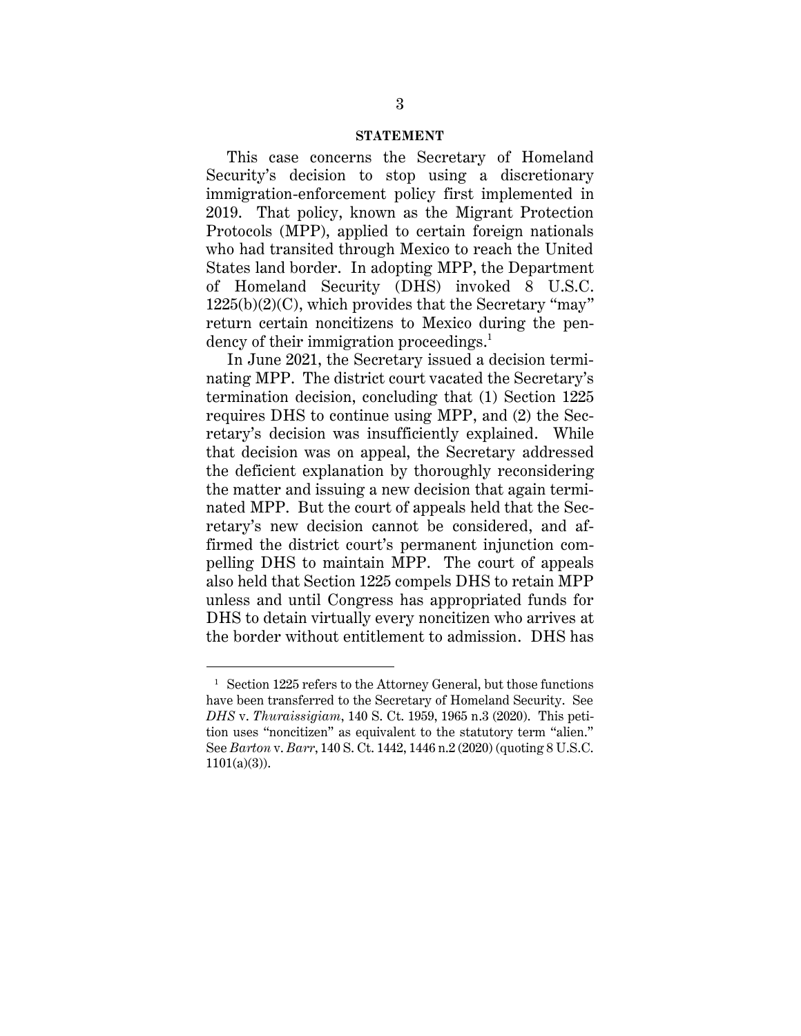**STATEMENT**

This case concerns the Secretary of Homeland Security's decision to stop using a discretionary immigration-enforcement policy first implemented in 2019. That policy, known as the Migrant Protection Protocols (MPP), applied to certain foreign nationals who had transited through Mexico to reach the United States land border. In adopting MPP, the Department of Homeland Security (DHS) invoked 8 U.S.C. 1225(b)(2)(C), which provides that the Secretary "may" return certain noncitizens to Mexico during the pendency of their immigration proceedings.[1]

In June 2021, the Secretary issued a decision terminating MPP. The district court vacated the Secretary's termination decision, concluding that (1) Section 1225 requires DHS to continue using MPP, and (2) the Secretary's decision was insufficiently explained. While that decision was on appeal, the Secretary addressed the deficient explanation by thoroughly reconsidering the matter and issuing a new decision that again terminated MPP. But the court of appeals held that the Secretary's new decision cannot be considered, and affirmed the district court's permanent injunction compelling DHS to maintain MPP. The court of appeals also held that Section 1225 compels DHS to retain MPP unless and until Congress has appropriated funds for DHS to detain virtually every noncitizen who arrives at the border without entitlement to admission. DHS has

[1] Section 1225 refers to the Attorney General, but those functions have been transferred to the Secretary of Homeland Security. See *DHS* v. *Thuraissigiam*, 140 S. Ct. 1959, 1965 n.3 (2020). This petition uses "noncitizen" as equivalent to the statutory term "alien." See *Barton* v. *Barr*, 140 S. Ct. 1442, 1446 n.2 (2020) (quoting 8 U.S.C. 1101(a)(3)).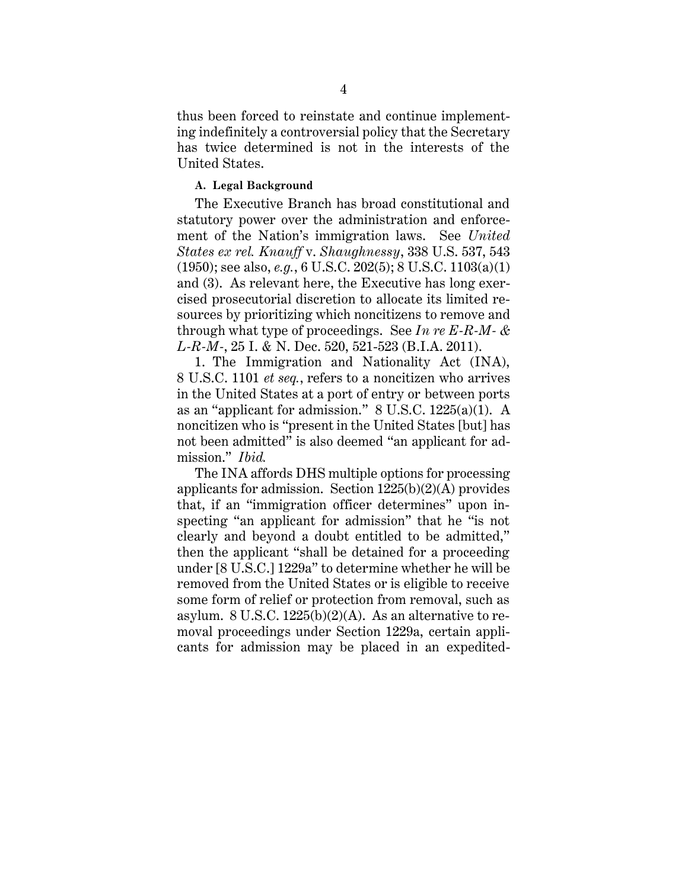thus been forced to reinstate and continue implementing indefinitely a controversial policy that the Secretary has twice determined is not in the interests of the United States.

### A. Legal Background

The Executive Branch has broad constitutional and statutory power over the administration and enforcement of the Nation's immigration laws. See *United States ex rel. Knauff* v. *Shaughnessy*, 338 U.S. 537, 543 (1950); see also, *e.g.*, 6 U.S.C. 202(5); 8 U.S.C. 1103(a)(1) and (3). As relevant here, the Executive has long exercised prosecutorial discretion to allocate its limited resources by prioritizing which noncitizens to remove and through what type of proceedings. See *In re E-R-M- & L-R-M-*, 25 I. & N. Dec. 520, 521-523 (B.I.A. 2011).

1. The Immigration and Nationality Act (INA), 8 U.S.C. 1101 *et seq.*, refers to a noncitizen who arrives in the United States at a port of entry or between ports as an "applicant for admission." 8 U.S.C. 1225(a)(1). A noncitizen who is "present in the United States [but] has not been admitted" is also deemed "an applicant for admission." *Ibid.*

The INA affords DHS multiple options for processing applicants for admission. Section 1225(b)(2)(A) provides that, if an "immigration officer determines" upon inspecting "an applicant for admission" that he "is not clearly and beyond a doubt entitled to be admitted," then the applicant "shall be detained for a proceeding under [8 U.S.C.] 1229a" to determine whether he will be removed from the United States or is eligible to receive some form of relief or protection from removal, such as asylum. 8 U.S.C. 1225(b)(2)(A). As an alternative to removal proceedings under Section 1229a, certain applicants for admission may be placed in an expedited-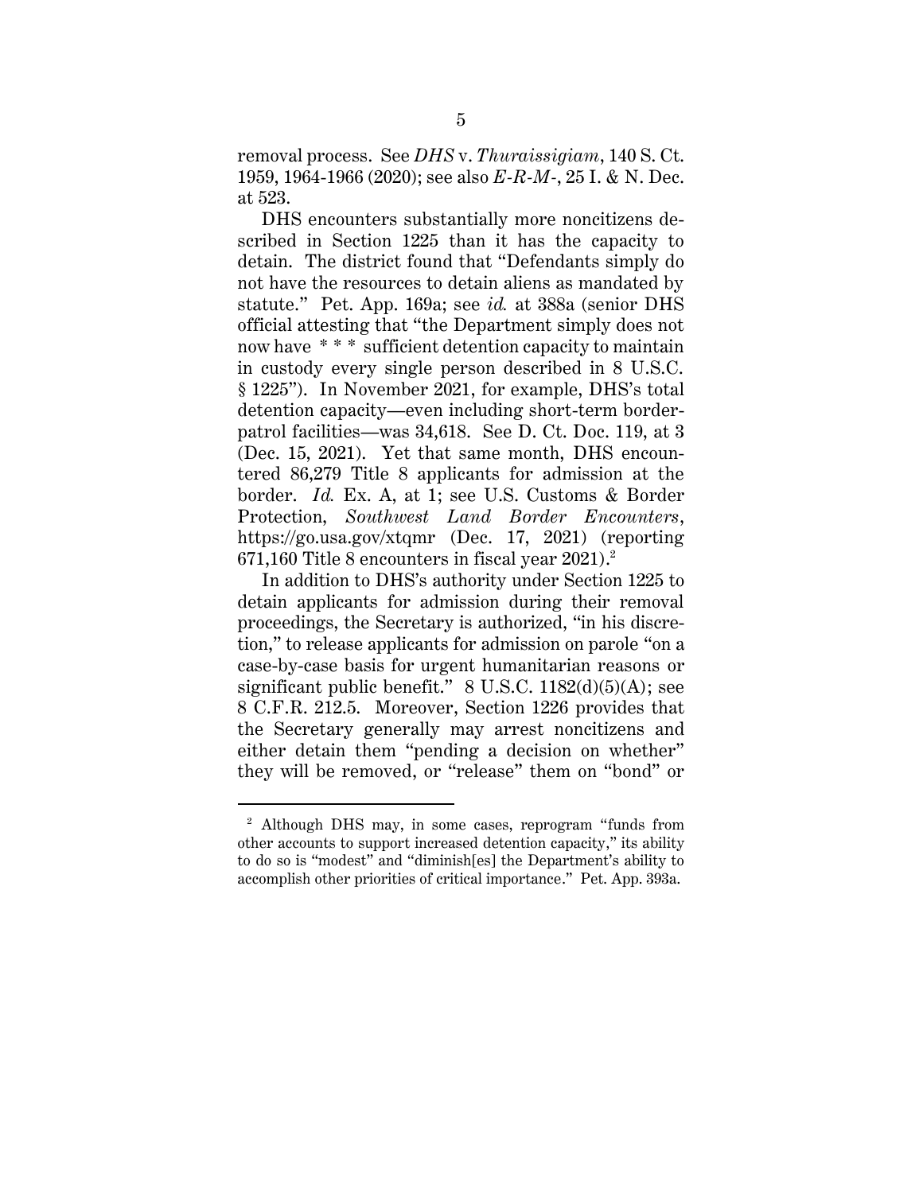removal process. See *DHS* v. *Thuraissigiam*, 140 S. Ct. 1959, 1964-1966 (2020); see also *E-R-M-*, 25 I. & N. Dec. at 523.

DHS encounters substantially more noncitizens described in Section 1225 than it has the capacity to detain. The district found that "Defendants simply do not have the resources to detain aliens as mandated by statute." Pet. App. 169a; see *id.* at 388a (senior DHS official attesting that "the Department simply does not now have * * * sufficient detention capacity to maintain in custody every single person described in 8 U.S.C. § 1225"). In November 2021, for example, DHS's total detention capacity—even including short-term border-patrol facilities—was 34,618. See D. Ct. Doc. 119, at 3 (Dec. 15, 2021). Yet that same month, DHS encountered 86,279 Title 8 applicants for admission at the border. *Id.* Ex. A, at 1; see U.S. Customs & Border Protection, *Southwest Land Border Encounters*, https://go.usa.gov/xtqmr (Dec. 17, 2021) (reporting 671,160 Title 8 encounters in fiscal year 2021).[2]

In addition to DHS's authority under Section 1225 to detain applicants for admission during their removal proceedings, the Secretary is authorized, "in his discretion," to release applicants for admission on parole "on a case-by-case basis for urgent humanitarian reasons or significant public benefit." 8 U.S.C. 1182(d)(5)(A); see 8 C.F.R. 212.5. Moreover, Section 1226 provides that the Secretary generally may arrest noncitizens and either detain them "pending a decision on whether" they will be removed, or "release" them on "bond" or

---

[2] Although DHS may, in some cases, reprogram "funds from other accounts to support increased detention capacity," its ability to do so is "modest" and "diminish[es] the Department's ability to accomplish other priorities of critical importance." Pet. App. 393a.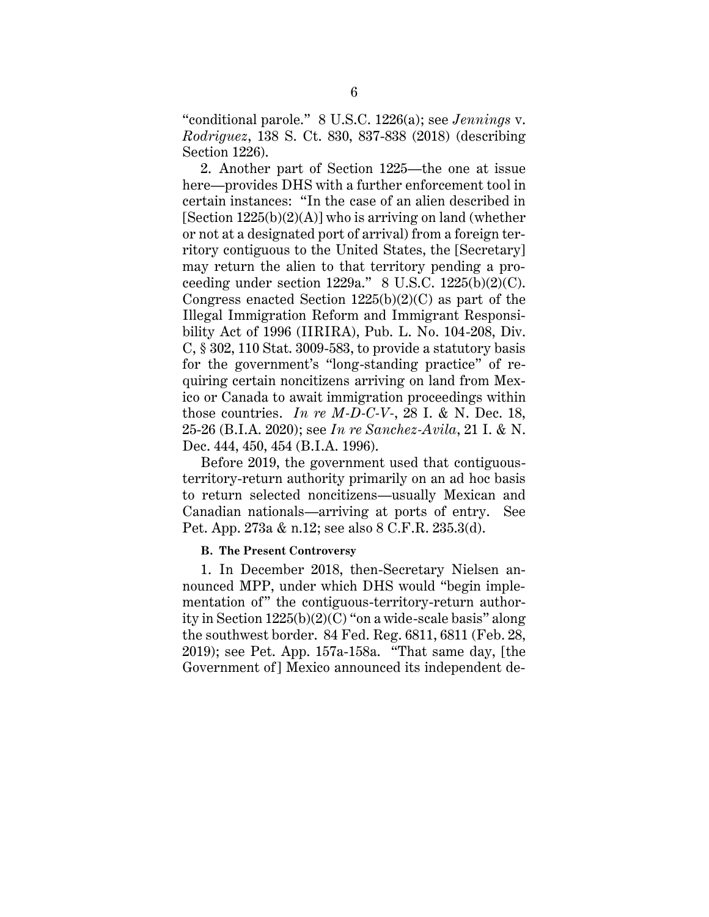"conditional parole." 8 U.S.C. 1226(a); see *Jennings* v. *Rodriguez*, 138 S. Ct. 830, 837-838 (2018) (describing Section 1226).

2. Another part of Section 1225—the one at issue here—provides DHS with a further enforcement tool in certain instances: "In the case of an alien described in [Section 1225(b)(2)(A)] who is arriving on land (whether or not at a designated port of arrival) from a foreign territory contiguous to the United States, the [Secretary] may return the alien to that territory pending a proceeding under section 1229a." 8 U.S.C. 1225(b)(2)(C). Congress enacted Section 1225(b)(2)(C) as part of the Illegal Immigration Reform and Immigrant Responsibility Act of 1996 (IIRIRA), Pub. L. No. 104-208, Div. C, § 302, 110 Stat. 3009-583, to provide a statutory basis for the government's "long-standing practice" of requiring certain noncitizens arriving on land from Mexico or Canada to await immigration proceedings within those countries. *In re M-D-C-V-*, 28 I. & N. Dec. 18, 25-26 (B.I.A. 2020); see *In re Sanchez-Avila*, 21 I. & N. Dec. 444, 450, 454 (B.I.A. 1996).

Before 2019, the government used that contiguous-territory-return authority primarily on an ad hoc basis to return selected noncitizens—usually Mexican and Canadian nationals—arriving at ports of entry. See Pet. App. 273a & n.12; see also 8 C.F.R. 235.3(d).

**B. The Present Controversy**

1. In December 2018, then-Secretary Nielsen announced MPP, under which DHS would "begin implementation of" the contiguous-territory-return authority in Section 1225(b)(2)(C) "on a wide-scale basis" along the southwest border. 84 Fed. Reg. 6811, 6811 (Feb. 28, 2019); see Pet. App. 157a-158a. "That same day, [the Government of] Mexico announced its independent de-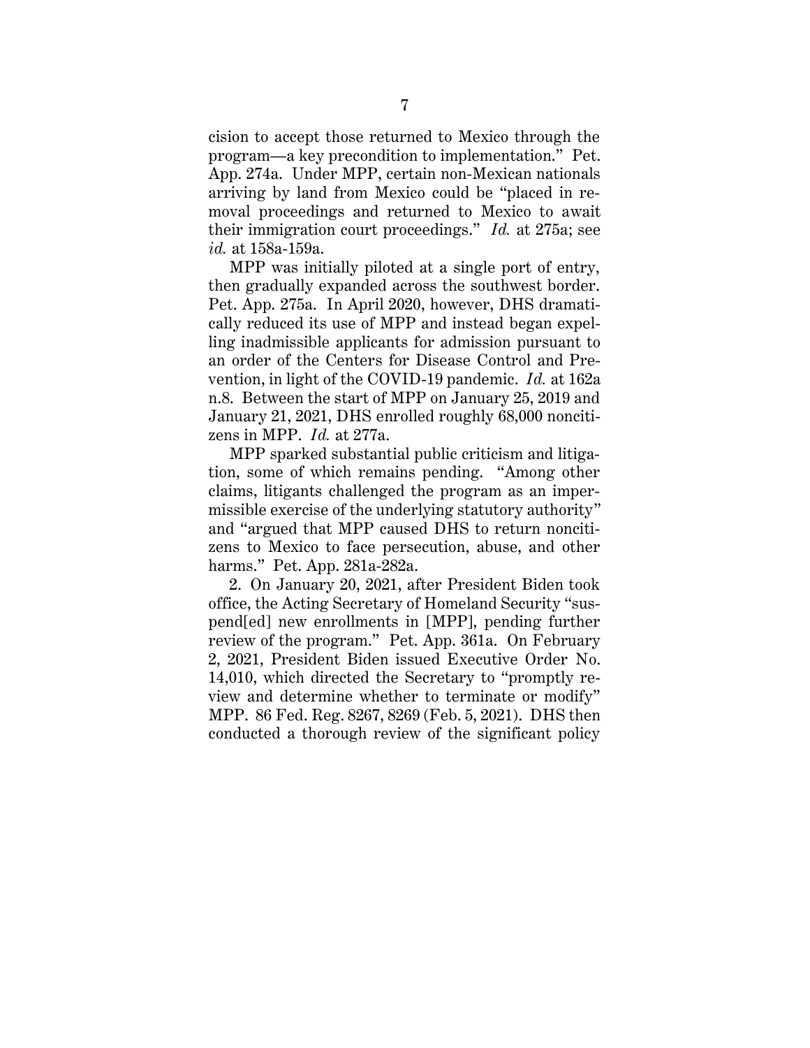cision to accept those returned to Mexico through the program—a key precondition to implementation." Pet. App. 274a. Under MPP, certain non-Mexican nationals arriving by land from Mexico could be "placed in removal proceedings and returned to Mexico to await their immigration court proceedings." *Id.* at 275a; see *id.* at 158a-159a.

MPP was initially piloted at a single port of entry, then gradually expanded across the southwest border. Pet. App. 275a. In April 2020, however, DHS dramatically reduced its use of MPP and instead began expelling inadmissible applicants for admission pursuant to an order of the Centers for Disease Control and Prevention, in light of the COVID-19 pandemic. *Id.* at 162a n.8. Between the start of MPP on January 25, 2019 and January 21, 2021, DHS enrolled roughly 68,000 noncitizens in MPP. *Id.* at 277a.

MPP sparked substantial public criticism and litigation, some of which remains pending. "Among other claims, litigants challenged the program as an impermissible exercise of the underlying statutory authority" and "argued that MPP caused DHS to return noncitizens to Mexico to face persecution, abuse, and other harms." Pet. App. 281a-282a.

2. On January 20, 2021, after President Biden took office, the Acting Secretary of Homeland Security "suspend[ed] new enrollments in [MPP], pending further review of the program." Pet. App. 361a. On February 2, 2021, President Biden issued Executive Order No. 14,010, which directed the Secretary to "promptly review and determine whether to terminate or modify" MPP. 86 Fed. Reg. 8267, 8269 (Feb. 5, 2021). DHS then conducted a thorough review of the significant policy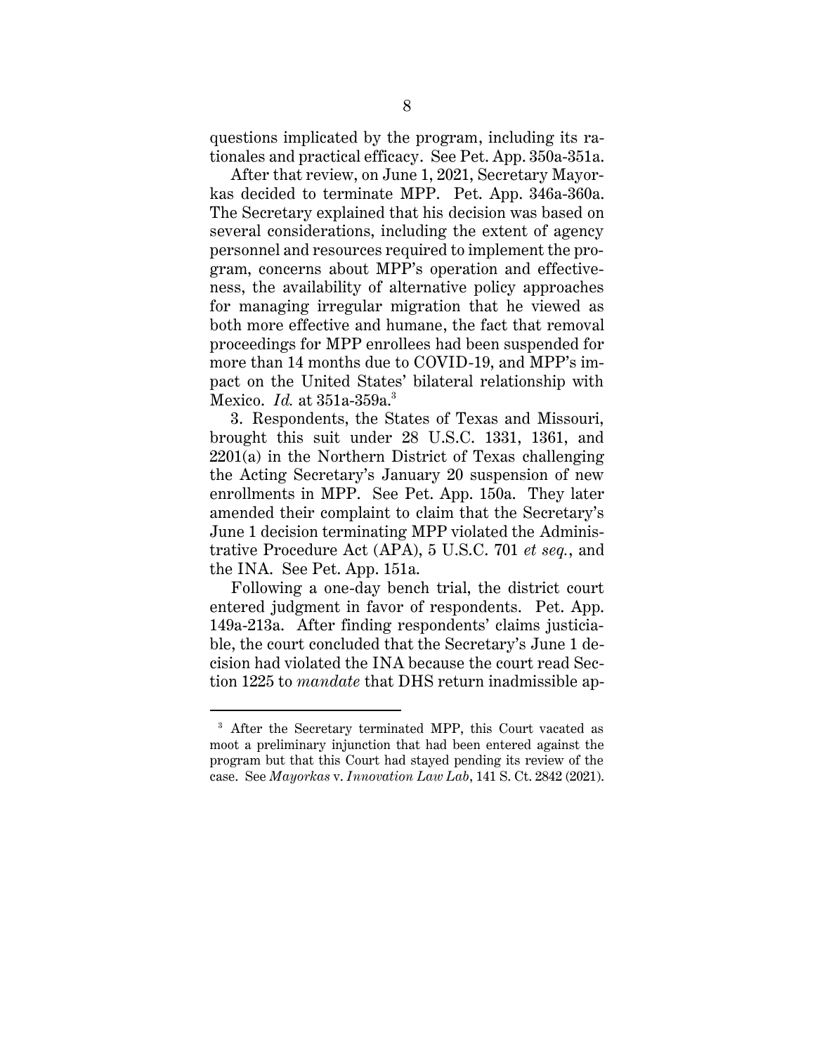questions implicated by the program, including its rationales and practical efficacy. See Pet. App. 350a-351a.

After that review, on June 1, 2021, Secretary Mayorkas decided to terminate MPP. Pet. App. 346a-360a. The Secretary explained that his decision was based on several considerations, including the extent of agency personnel and resources required to implement the program, concerns about MPP's operation and effectiveness, the availability of alternative policy approaches for managing irregular migration that he viewed as both more effective and humane, the fact that removal proceedings for MPP enrollees had been suspended for more than 14 months due to COVID-19, and MPP's impact on the United States' bilateral relationship with Mexico. *Id.* at 351a-359a.[3]

3. Respondents, the States of Texas and Missouri, brought this suit under 28 U.S.C. 1331, 1361, and 2201(a) in the Northern District of Texas challenging the Acting Secretary's January 20 suspension of new enrollments in MPP. See Pet. App. 150a. They later amended their complaint to claim that the Secretary's June 1 decision terminating MPP violated the Administrative Procedure Act (APA), 5 U.S.C. 701 *et seq.*, and the INA. See Pet. App. 151a.

Following a one-day bench trial, the district court entered judgment in favor of respondents. Pet. App. 149a-213a. After finding respondents' claims justiciable, the court concluded that the Secretary's June 1 decision had violated the INA because the court read Section 1225 to *mandate* that DHS return inadmissible ap-

---

[3] After the Secretary terminated MPP, this Court vacated as moot a preliminary injunction that had been entered against the program but that this Court had stayed pending its review of the case. See *Mayorkas* v. *Innovation Law Lab*, 141 S. Ct. 2842 (2021).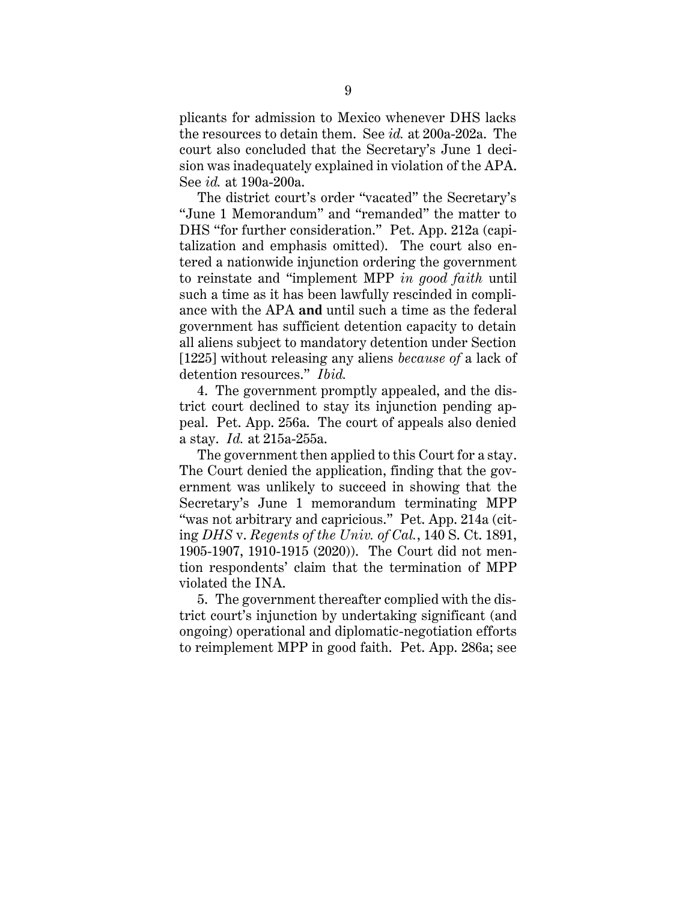plicants for admission to Mexico whenever DHS lacks the resources to detain them. See *id.* at 200a-202a. The court also concluded that the Secretary's June 1 decision was inadequately explained in violation of the APA. See *id.* at 190a-200a.

The district court's order "vacated" the Secretary's "June 1 Memorandum" and "remanded" the matter to DHS "for further consideration." Pet. App. 212a (capitalization and emphasis omitted). The court also entered a nationwide injunction ordering the government to reinstate and "implement MPP *in good faith* until such a time as it has been lawfully rescinded in compliance with the APA **and** until such a time as the federal government has sufficient detention capacity to detain all aliens subject to mandatory detention under Section [1225] without releasing any aliens *because of* a lack of detention resources." *Ibid.*

4. The government promptly appealed, and the district court declined to stay its injunction pending appeal. Pet. App. 256a. The court of appeals also denied a stay. *Id.* at 215a-255a.

The government then applied to this Court for a stay. The Court denied the application, finding that the government was unlikely to succeed in showing that the Secretary's June 1 memorandum terminating MPP "was not arbitrary and capricious." Pet. App. 214a (citing *DHS* v. *Regents of the Univ. of Cal.*, 140 S. Ct. 1891, 1905-1907, 1910-1915 (2020)). The Court did not mention respondents' claim that the termination of MPP violated the INA.

5. The government thereafter complied with the district court's injunction by undertaking significant (and ongoing) operational and diplomatic-negotiation efforts to reimplement MPP in good faith. Pet. App. 286a; see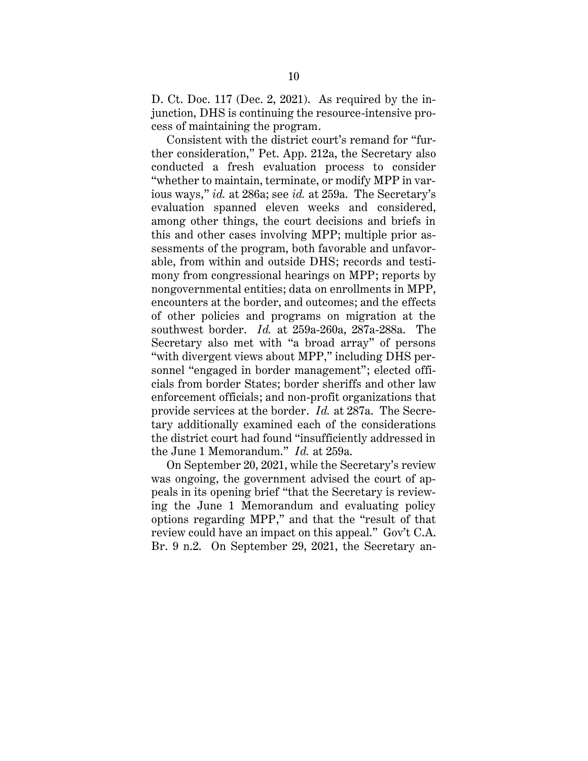D. Ct. Doc. 117 (Dec. 2, 2021). As required by the injunction, DHS is continuing the resource-intensive process of maintaining the program.

Consistent with the district court's remand for "further consideration," Pet. App. 212a, the Secretary also conducted a fresh evaluation process to consider "whether to maintain, terminate, or modify MPP in various ways," *id.* at 286a; see *id.* at 259a. The Secretary's evaluation spanned eleven weeks and considered, among other things, the court decisions and briefs in this and other cases involving MPP; multiple prior assessments of the program, both favorable and unfavorable, from within and outside DHS; records and testimony from congressional hearings on MPP; reports by nongovernmental entities; data on enrollments in MPP, encounters at the border, and outcomes; and the effects of other policies and programs on migration at the southwest border. *Id.* at 259a-260a, 287a-288a. The Secretary also met with "a broad array" of persons "with divergent views about MPP," including DHS personnel "engaged in border management"; elected officials from border States; border sheriffs and other law enforcement officials; and non-profit organizations that provide services at the border. *Id.* at 287a. The Secretary additionally examined each of the considerations the district court had found "insufficiently addressed in the June 1 Memorandum." *Id.* at 259a.

On September 20, 2021, while the Secretary's review was ongoing, the government advised the court of appeals in its opening brief "that the Secretary is reviewing the June 1 Memorandum and evaluating policy options regarding MPP," and that the "result of that review could have an impact on this appeal." Gov't C.A. Br. 9 n.2. On September 29, 2021, the Secretary an-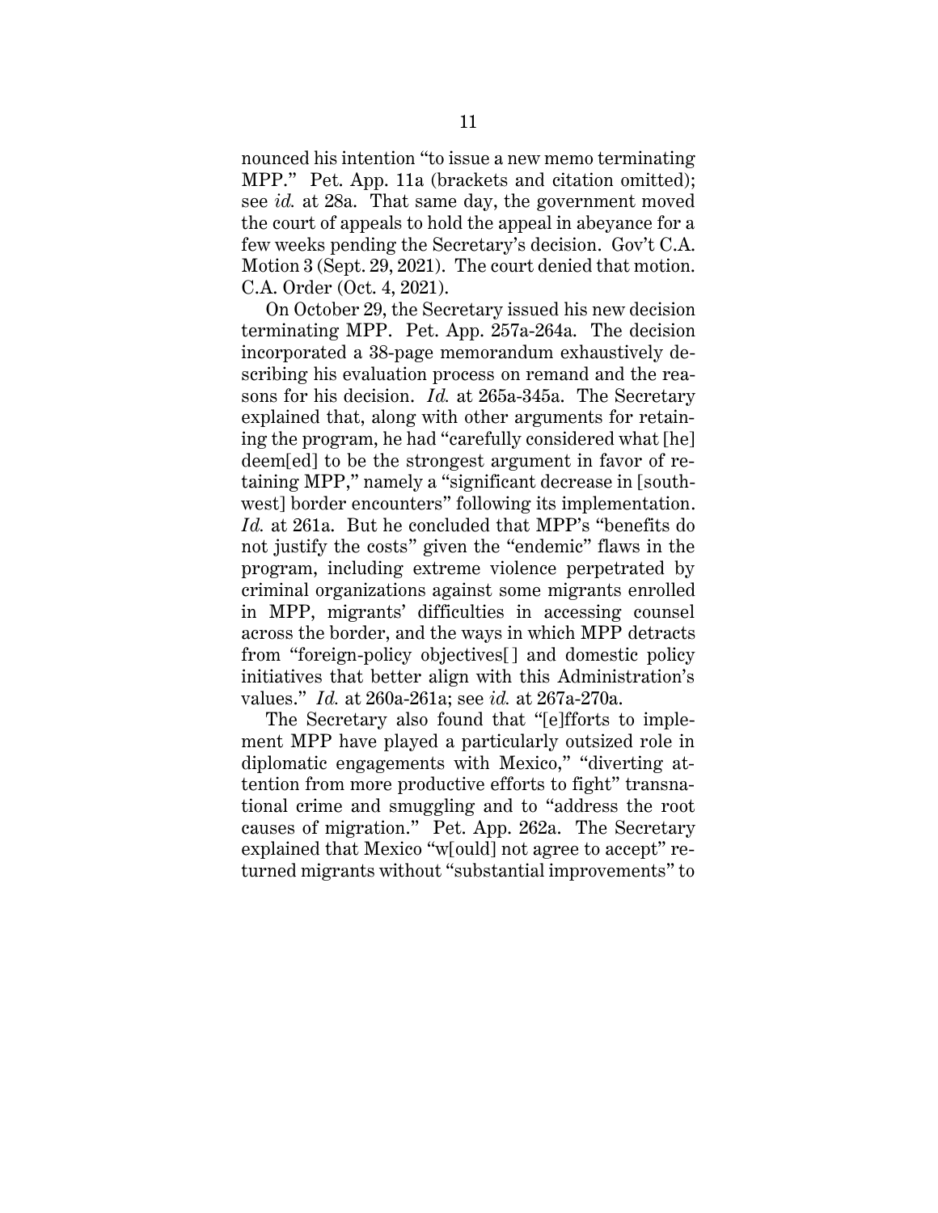nounced his intention "to issue a new memo terminating MPP." Pet. App. 11a (brackets and citation omitted); see *id.* at 28a. That same day, the government moved the court of appeals to hold the appeal in abeyance for a few weeks pending the Secretary's decision. Gov't C.A. Motion 3 (Sept. 29, 2021). The court denied that motion. C.A. Order (Oct. 4, 2021).

On October 29, the Secretary issued his new decision terminating MPP. Pet. App. 257a-264a. The decision incorporated a 38-page memorandum exhaustively describing his evaluation process on remand and the reasons for his decision. *Id.* at 265a-345a. The Secretary explained that, along with other arguments for retaining the program, he had "carefully considered what [he] deem[ed] to be the strongest argument in favor of retaining MPP," namely a "significant decrease in [southwest] border encounters" following its implementation. *Id.* at 261a. But he concluded that MPP's "benefits do not justify the costs" given the "endemic" flaws in the program, including extreme violence perpetrated by criminal organizations against some migrants enrolled in MPP, migrants' difficulties in accessing counsel across the border, and the ways in which MPP detracts from "foreign-policy objectives[ ] and domestic policy initiatives that better align with this Administration's values." *Id.* at 260a-261a; see *id.* at 267a-270a.

The Secretary also found that "[e]fforts to implement MPP have played a particularly outsized role in diplomatic engagements with Mexico," "diverting attention from more productive efforts to fight" transnational crime and smuggling and to "address the root causes of migration." Pet. App. 262a. The Secretary explained that Mexico "w[ould] not agree to accept" returned migrants without "substantial improvements" to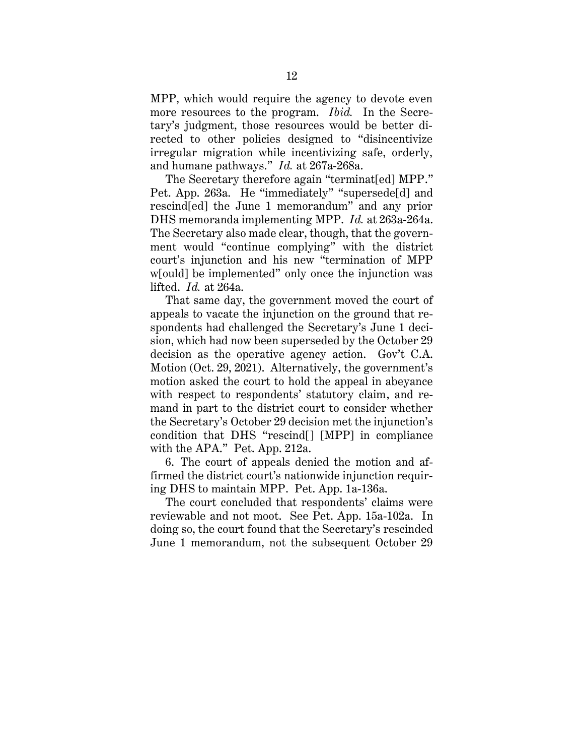MPP, which would require the agency to devote even more resources to the program. *Ibid.* In the Secretary's judgment, those resources would be better directed to other policies designed to "disincentivize irregular migration while incentivizing safe, orderly, and humane pathways." *Id.* at 267a-268a.

The Secretary therefore again "terminat[ed] MPP." Pet. App. 263a. He "immediately" "supersede[d] and rescind[ed] the June 1 memorandum" and any prior DHS memoranda implementing MPP. *Id.* at 263a-264a. The Secretary also made clear, though, that the government would "continue complying" with the district court's injunction and his new "termination of MPP w[ould] be implemented" only once the injunction was lifted. *Id.* at 264a.

That same day, the government moved the court of appeals to vacate the injunction on the ground that respondents had challenged the Secretary's June 1 decision, which had now been superseded by the October 29 decision as the operative agency action. Gov't C.A. Motion (Oct. 29, 2021). Alternatively, the government's motion asked the court to hold the appeal in abeyance with respect to respondents' statutory claim, and remand in part to the district court to consider whether the Secretary's October 29 decision met the injunction's condition that DHS "rescind[] [MPP] in compliance with the APA." Pet. App. 212a.

6. The court of appeals denied the motion and affirmed the district court's nationwide injunction requiring DHS to maintain MPP. Pet. App. 1a-136a.

The court concluded that respondents' claims were reviewable and not moot. See Pet. App. 15a-102a. In doing so, the court found that the Secretary's rescinded June 1 memorandum, not the subsequent October 29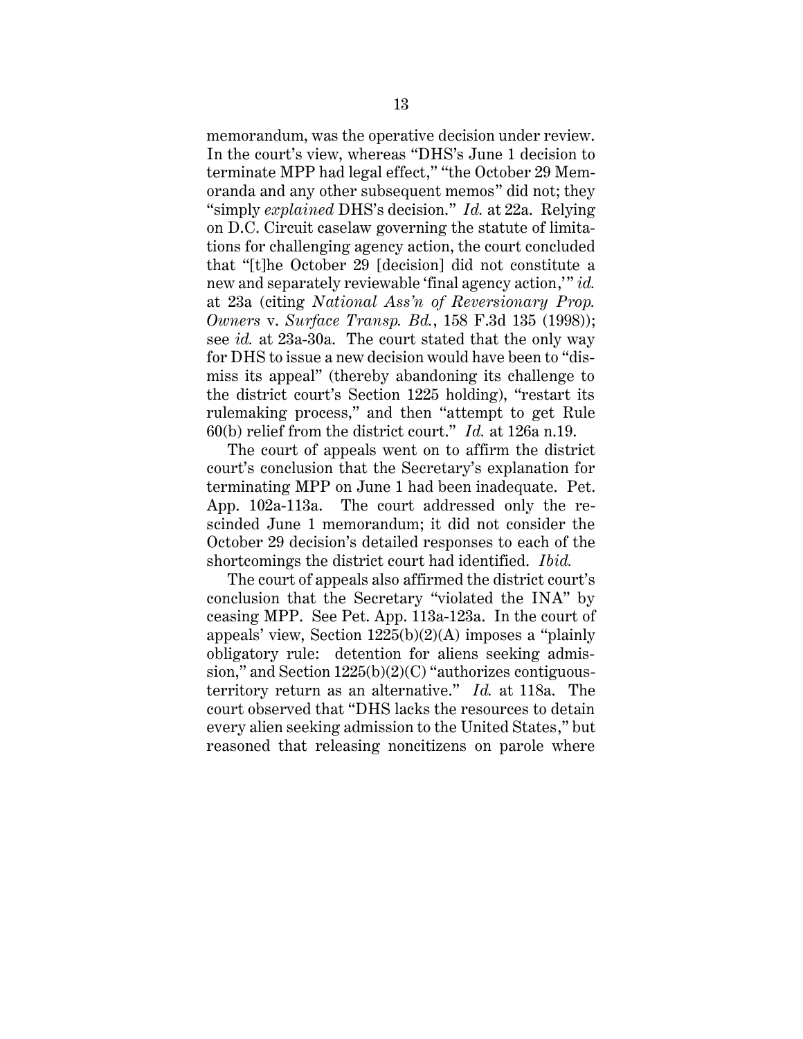memorandum, was the operative decision under review. In the court's view, whereas "DHS's June 1 decision to terminate MPP had legal effect," "the October 29 Memoranda and any other subsequent memos" did not; they "simply *explained* DHS's decision." *Id.* at 22a. Relying on D.C. Circuit caselaw governing the statute of limitations for challenging agency action, the court concluded that "[t]he October 29 [decision] did not constitute a new and separately reviewable 'final agency action,'" *id.* at 23a (citing *National Ass'n of Reversionary Prop. Owners* v. *Surface Transp. Bd.*, 158 F.3d 135 (1998)); see *id.* at 23a-30a. The court stated that the only way for DHS to issue a new decision would have been to "dismiss its appeal" (thereby abandoning its challenge to the district court's Section 1225 holding), "restart its rulemaking process," and then "attempt to get Rule 60(b) relief from the district court." *Id.* at 126a n.19.

The court of appeals went on to affirm the district court's conclusion that the Secretary's explanation for terminating MPP on June 1 had been inadequate. Pet. App. 102a-113a. The court addressed only the rescinded June 1 memorandum; it did not consider the October 29 decision's detailed responses to each of the shortcomings the district court had identified. *Ibid.*

The court of appeals also affirmed the district court's conclusion that the Secretary "violated the INA" by ceasing MPP. See Pet. App. 113a-123a. In the court of appeals' view, Section 1225(b)(2)(A) imposes a "plainly obligatory rule: detention for aliens seeking admission," and Section 1225(b)(2)(C) "authorizes contiguous-territory return as an alternative." *Id.* at 118a. The court observed that "DHS lacks the resources to detain every alien seeking admission to the United States," but reasoned that releasing noncitizens on parole where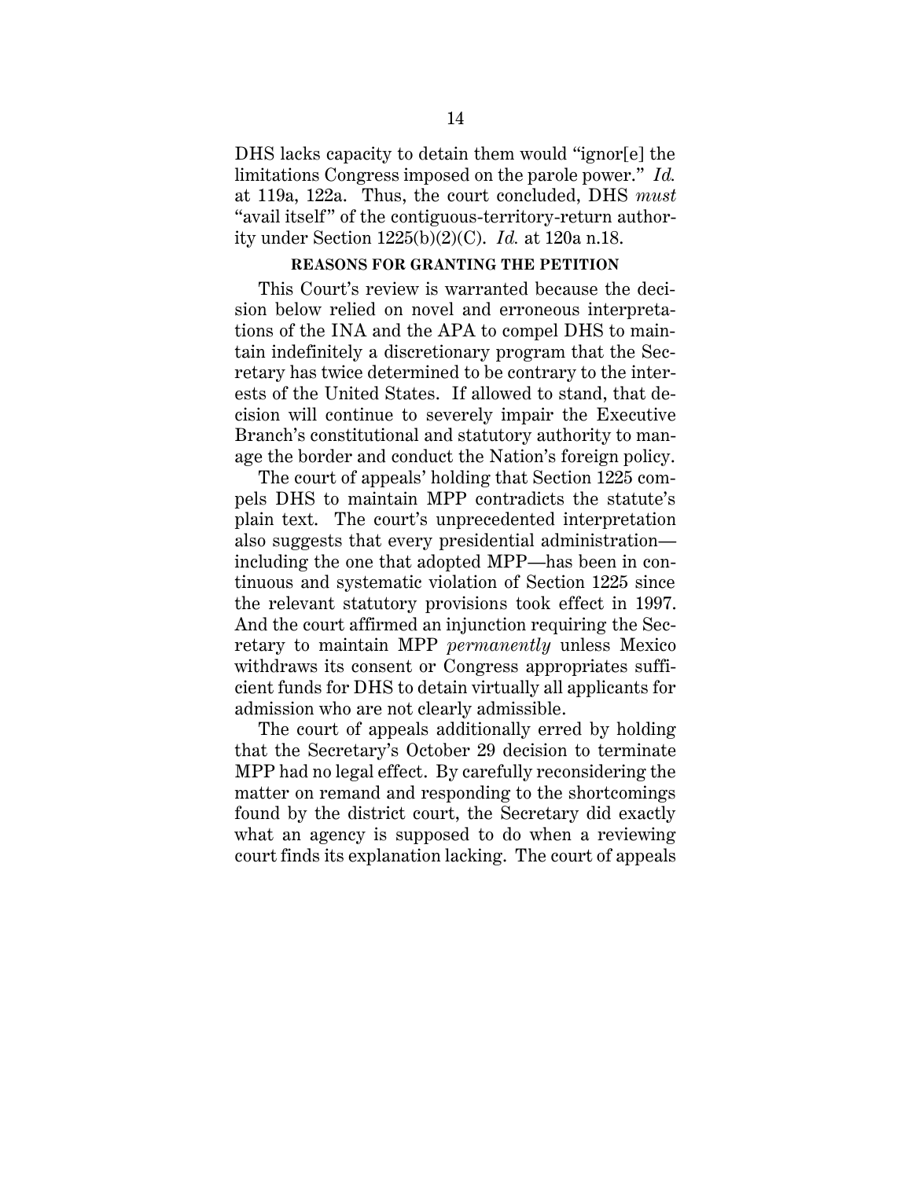DHS lacks capacity to detain them would "ignor[e] the limitations Congress imposed on the parole power." *Id.* at 119a, 122a. Thus, the court concluded, DHS *must* "avail itself" of the contiguous-territory-return authority under Section 1225(b)(2)(C). *Id.* at 120a n.18.

## REASONS FOR GRANTING THE PETITION

This Court's review is warranted because the decision below relied on novel and erroneous interpretations of the INA and the APA to compel DHS to maintain indefinitely a discretionary program that the Secretary has twice determined to be contrary to the interests of the United States. If allowed to stand, that decision will continue to severely impair the Executive Branch's constitutional and statutory authority to manage the border and conduct the Nation's foreign policy.

The court of appeals' holding that Section 1225 compels DHS to maintain MPP contradicts the statute's plain text. The court's unprecedented interpretation also suggests that every presidential administration—including the one that adopted MPP—has been in continuous and systematic violation of Section 1225 since the relevant statutory provisions took effect in 1997. And the court affirmed an injunction requiring the Secretary to maintain MPP *permanently* unless Mexico withdraws its consent or Congress appropriates sufficient funds for DHS to detain virtually all applicants for admission who are not clearly admissible.

The court of appeals additionally erred by holding that the Secretary's October 29 decision to terminate MPP had no legal effect. By carefully reconsidering the matter on remand and responding to the shortcomings found by the district court, the Secretary did exactly what an agency is supposed to do when a reviewing court finds its explanation lacking. The court of appeals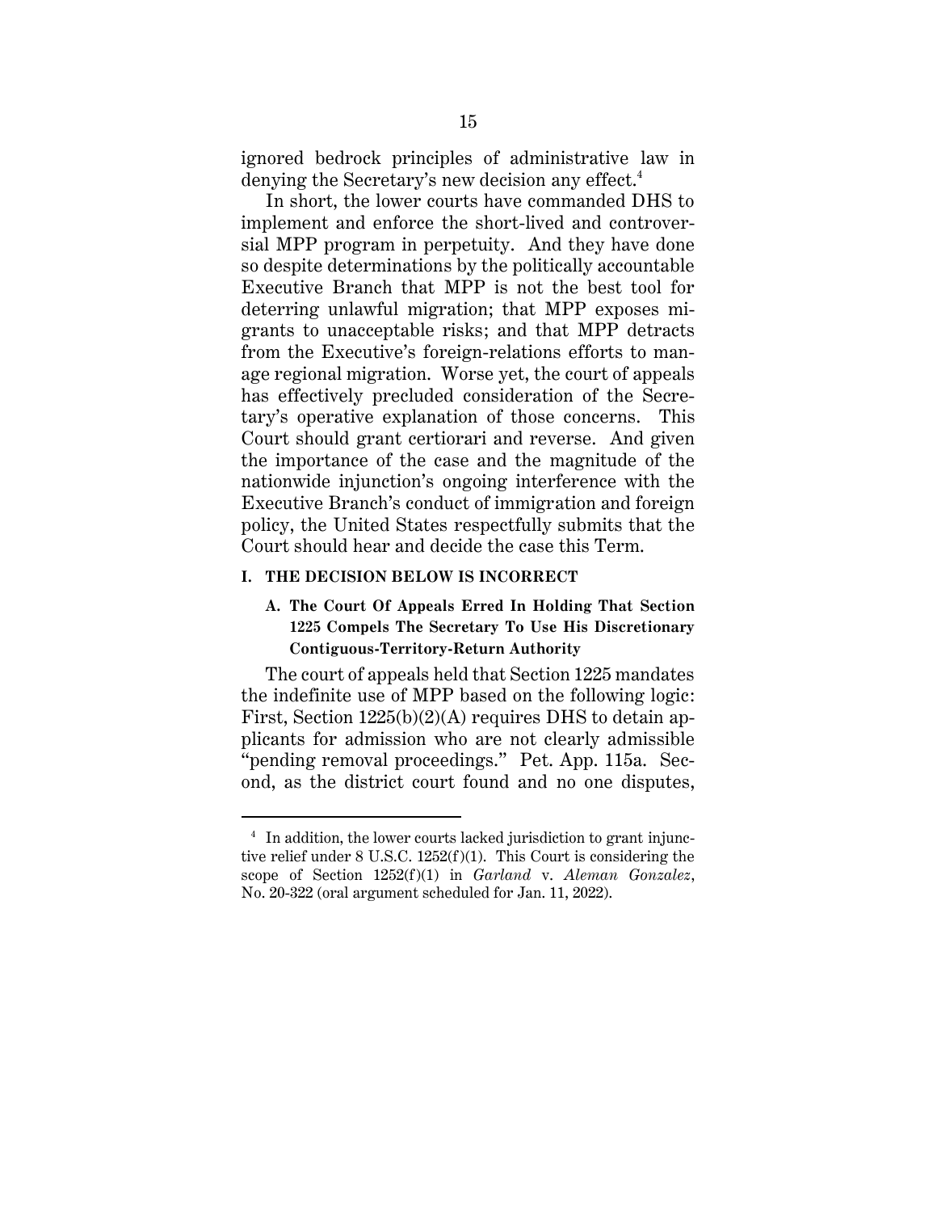ignored bedrock principles of administrative law in denying the Secretary's new decision any effect.[4]

In short, the lower courts have commanded DHS to implement and enforce the short-lived and controversial MPP program in perpetuity. And they have done so despite determinations by the politically accountable Executive Branch that MPP is not the best tool for deterring unlawful migration; that MPP exposes migrants to unacceptable risks; and that MPP detracts from the Executive's foreign-relations efforts to manage regional migration. Worse yet, the court of appeals has effectively precluded consideration of the Secretary's operative explanation of those concerns. This Court should grant certiorari and reverse. And given the importance of the case and the magnitude of the nationwide injunction's ongoing interference with the Executive Branch's conduct of immigration and foreign policy, the United States respectfully submits that the Court should hear and decide the case this Term.

## I. THE DECISION BELOW IS INCORRECT

### A. The Court Of Appeals Erred In Holding That Section 1225 Compels The Secretary To Use His Discretionary Contiguous-Territory-Return Authority

The court of appeals held that Section 1225 mandates the indefinite use of MPP based on the following logic: First, Section 1225(b)(2)(A) requires DHS to detain applicants for admission who are not clearly admissible "pending removal proceedings." Pet. App. 115a. Second, as the district court found and no one disputes,

---

[4] In addition, the lower courts lacked jurisdiction to grant injunctive relief under 8 U.S.C. 1252(f)(1). This Court is considering the scope of Section 1252(f)(1) in *Garland* v. *Aleman Gonzalez*, No. 20-322 (oral argument scheduled for Jan. 11, 2022).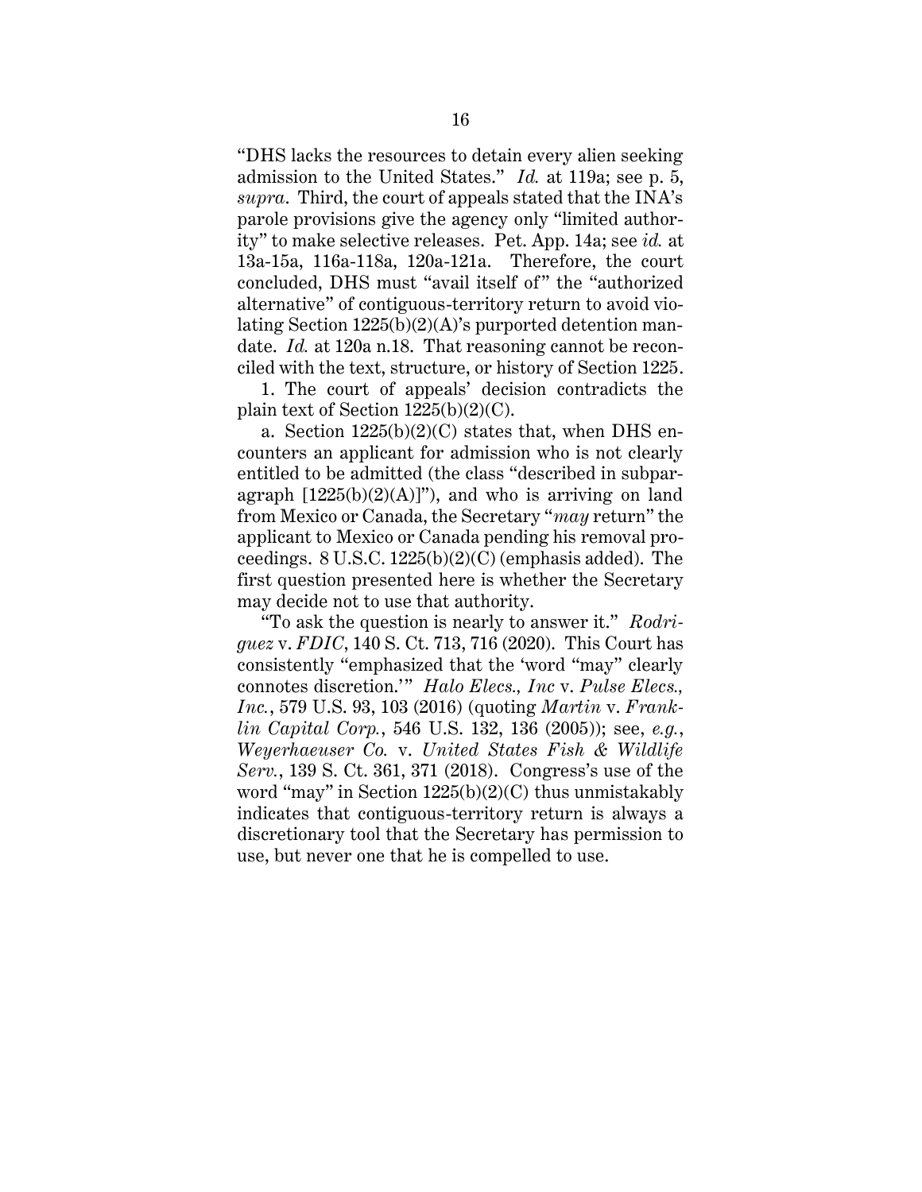"DHS lacks the resources to detain every alien seeking admission to the United States." *Id.* at 119a; see p. 5, *supra*. Third, the court of appeals stated that the INA's parole provisions give the agency only "limited authority" to make selective releases. Pet. App. 14a; see *id.* at 13a-15a, 116a-118a, 120a-121a. Therefore, the court concluded, DHS must "avail itself of" the "authorized alternative" of contiguous-territory return to avoid violating Section 1225(b)(2)(A)'s purported detention mandate. *Id.* at 120a n.18. That reasoning cannot be reconciled with the text, structure, or history of Section 1225.

1. The court of appeals' decision contradicts the plain text of Section 1225(b)(2)(C).

a. Section 1225(b)(2)(C) states that, when DHS encounters an applicant for admission who is not clearly entitled to be admitted (the class "described in subparagraph [1225(b)(2)(A)]"), and who is arriving on land from Mexico or Canada, the Secretary "*may* return" the applicant to Mexico or Canada pending his removal proceedings. 8 U.S.C. 1225(b)(2)(C) (emphasis added). The first question presented here is whether the Secretary may decide not to use that authority.

"To ask the question is nearly to answer it." *Rodriguez* v. *FDIC*, 140 S. Ct. 713, 716 (2020). This Court has consistently "emphasized that the 'word "may" clearly connotes discretion.'" *Halo Elecs., Inc* v. *Pulse Elecs., Inc.*, 579 U.S. 93, 103 (2016) (quoting *Martin* v. *Franklin Capital Corp.*, 546 U.S. 132, 136 (2005)); see, *e.g.*, *Weyerhaeuser Co.* v. *United States Fish & Wildlife Serv.*, 139 S. Ct. 361, 371 (2018). Congress's use of the word "may" in Section 1225(b)(2)(C) thus unmistakably indicates that contiguous-territory return is always a discretionary tool that the Secretary has permission to use, but never one that he is compelled to use.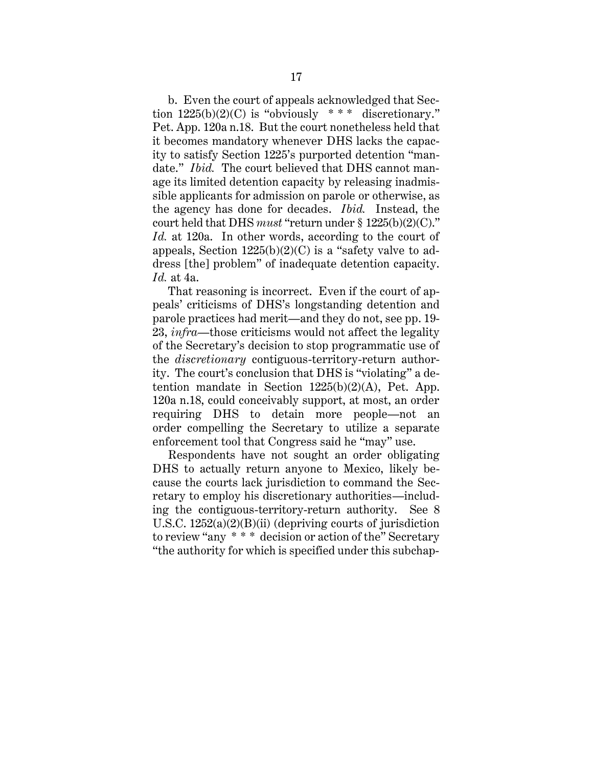b. Even the court of appeals acknowledged that Section 1225(b)(2)(C) is "obviously * * * discretionary." Pet. App. 120a n.18. But the court nonetheless held that it becomes mandatory whenever DHS lacks the capacity to satisfy Section 1225's purported detention "mandate." *Ibid.* The court believed that DHS cannot manage its limited detention capacity by releasing inadmissible applicants for admission on parole or otherwise, as the agency has done for decades. *Ibid.* Instead, the court held that DHS *must* "return under § 1225(b)(2)(C)." *Id.* at 120a. In other words, according to the court of appeals, Section 1225(b)(2)(C) is a "safety valve to address [the] problem" of inadequate detention capacity. *Id.* at 4a.

That reasoning is incorrect. Even if the court of appeals' criticisms of DHS's longstanding detention and parole practices had merit—and they do not, see pp. 19-23, *infra*—those criticisms would not affect the legality of the Secretary's decision to stop programmatic use of the *discretionary* contiguous-territory-return authority. The court's conclusion that DHS is "violating" a detention mandate in Section 1225(b)(2)(A), Pet. App. 120a n.18, could conceivably support, at most, an order requiring DHS to detain more people—not an order compelling the Secretary to utilize a separate enforcement tool that Congress said he "may" use.

Respondents have not sought an order obligating DHS to actually return anyone to Mexico, likely because the courts lack jurisdiction to command the Secretary to employ his discretionary authorities—including the contiguous-territory-return authority. See 8 U.S.C. 1252(a)(2)(B)(ii) (depriving courts of jurisdiction to review "any * * * decision or action of the" Secretary "the authority for which is specified under this subchap-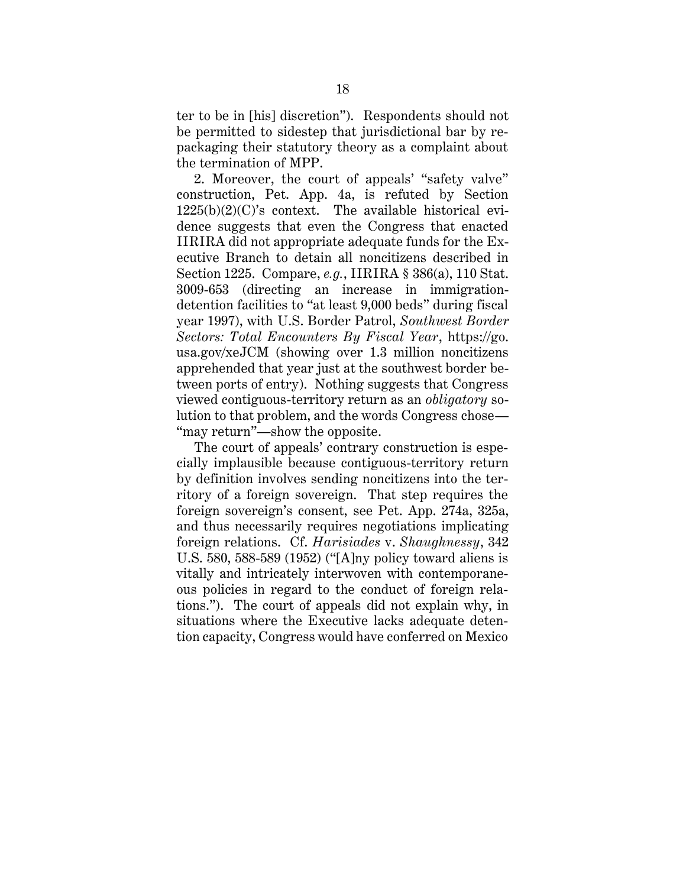ter to be in [his] discretion"). Respondents should not be permitted to sidestep that jurisdictional bar by repackaging their statutory theory as a complaint about the termination of MPP.

2. Moreover, the court of appeals' "safety valve" construction, Pet. App. 4a, is refuted by Section 1225(b)(2)(C)'s context. The available historical evidence suggests that even the Congress that enacted IIRIRA did not appropriate adequate funds for the Executive Branch to detain all noncitizens described in Section 1225. Compare, *e.g.*, IIRIRA § 386(a), 110 Stat. 3009-653 (directing an increase in immigration-detention facilities to "at least 9,000 beds" during fiscal year 1997), with U.S. Border Patrol, *Southwest Border Sectors: Total Encounters By Fiscal Year*, https://go.usa.gov/xeJCM (showing over 1.3 million noncitizens apprehended that year just at the southwest border between ports of entry). Nothing suggests that Congress viewed contiguous-territory return as an *obligatory* solution to that problem, and the words Congress chose—"may return"—show the opposite.

The court of appeals' contrary construction is especially implausible because contiguous-territory return by definition involves sending noncitizens into the territory of a foreign sovereign. That step requires the foreign sovereign's consent, see Pet. App. 274a, 325a, and thus necessarily requires negotiations implicating foreign relations. Cf. *Harisiades* v. *Shaughnessy*, 342 U.S. 580, 588-589 (1952) ("[A]ny policy toward aliens is vitally and intricately interwoven with contemporaneous policies in regard to the conduct of foreign relations."). The court of appeals did not explain why, in situations where the Executive lacks adequate detention capacity, Congress would have conferred on Mexico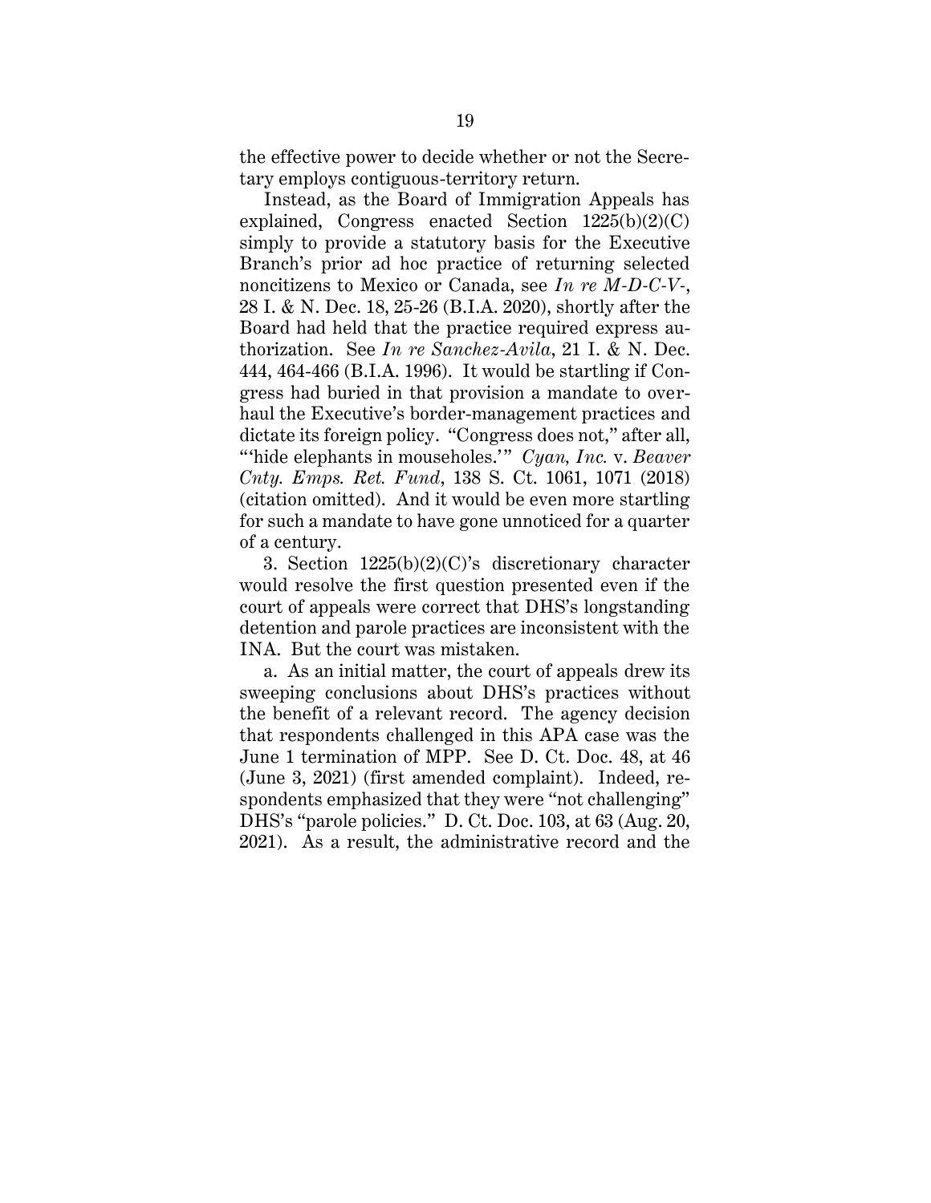the effective power to decide whether or not the Secretary employs contiguous-territory return.

Instead, as the Board of Immigration Appeals has explained, Congress enacted Section 1225(b)(2)(C) simply to provide a statutory basis for the Executive Branch's prior ad hoc practice of returning selected noncitizens to Mexico or Canada, see *In re M-D-C-V-*, 28 I. & N. Dec. 18, 25-26 (B.I.A. 2020), shortly after the Board had held that the practice required express authorization. See *In re Sanchez-Avila*, 21 I. & N. Dec. 444, 464-466 (B.I.A. 1996). It would be startling if Congress had buried in that provision a mandate to overhaul the Executive's border-management practices and dictate its foreign policy. "Congress does not," after all, "'hide elephants in mouseholes.'" *Cyan, Inc.* v. *Beaver Cnty. Emps. Ret. Fund*, 138 S. Ct. 1061, 1071 (2018) (citation omitted). And it would be even more startling for such a mandate to have gone unnoticed for a quarter of a century.

3. Section 1225(b)(2)(C)'s discretionary character would resolve the first question presented even if the court of appeals were correct that DHS's longstanding detention and parole practices are inconsistent with the INA. But the court was mistaken.

a. As an initial matter, the court of appeals drew its sweeping conclusions about DHS's practices without the benefit of a relevant record. The agency decision that respondents challenged in this APA case was the June 1 termination of MPP. See D. Ct. Doc. 48, at 46 (June 3, 2021) (first amended complaint). Indeed, respondents emphasized that they were "not challenging" DHS's "parole policies." D. Ct. Doc. 103, at 63 (Aug. 20, 2021). As a result, the administrative record and the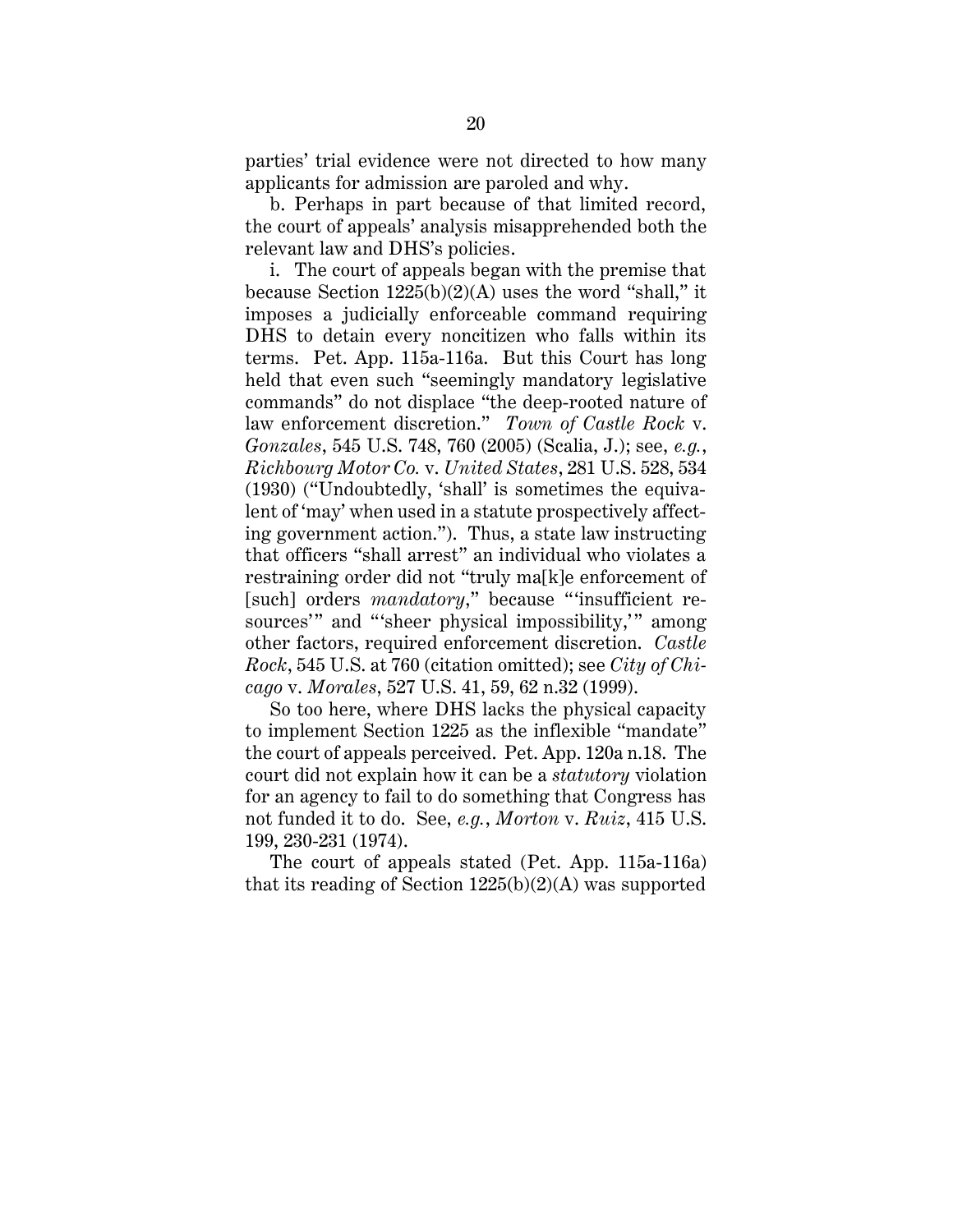parties' trial evidence were not directed to how many applicants for admission are paroled and why.

b. Perhaps in part because of that limited record, the court of appeals' analysis misapprehended both the relevant law and DHS's policies.

i. The court of appeals began with the premise that because Section 1225(b)(2)(A) uses the word "shall," it imposes a judicially enforceable command requiring DHS to detain every noncitizen who falls within its terms. Pet. App. 115a-116a. But this Court has long held that even such "seemingly mandatory legislative commands" do not displace "the deep-rooted nature of law enforcement discretion." *Town of Castle Rock* v. *Gonzales*, 545 U.S. 748, 760 (2005) (Scalia, J.); see, *e.g.*, *Richbourg Motor Co.* v. *United States*, 281 U.S. 528, 534 (1930) ("Undoubtedly, 'shall' is sometimes the equivalent of 'may' when used in a statute prospectively affecting government action."). Thus, a state law instructing that officers "shall arrest" an individual who violates a restraining order did not "truly ma[k]e enforcement of [such] orders *mandatory*," because "'insufficient resources'" and "'sheer physical impossibility,'" among other factors, required enforcement discretion. *Castle Rock*, 545 U.S. at 760 (citation omitted); see *City of Chicago* v. *Morales*, 527 U.S. 41, 59, 62 n.32 (1999).

So too here, where DHS lacks the physical capacity to implement Section 1225 as the inflexible "mandate" the court of appeals perceived. Pet. App. 120a n.18. The court did not explain how it can be a *statutory* violation for an agency to fail to do something that Congress has not funded it to do. See, *e.g.*, *Morton* v. *Ruiz*, 415 U.S. 199, 230-231 (1974).

The court of appeals stated (Pet. App. 115a-116a) that its reading of Section 1225(b)(2)(A) was supported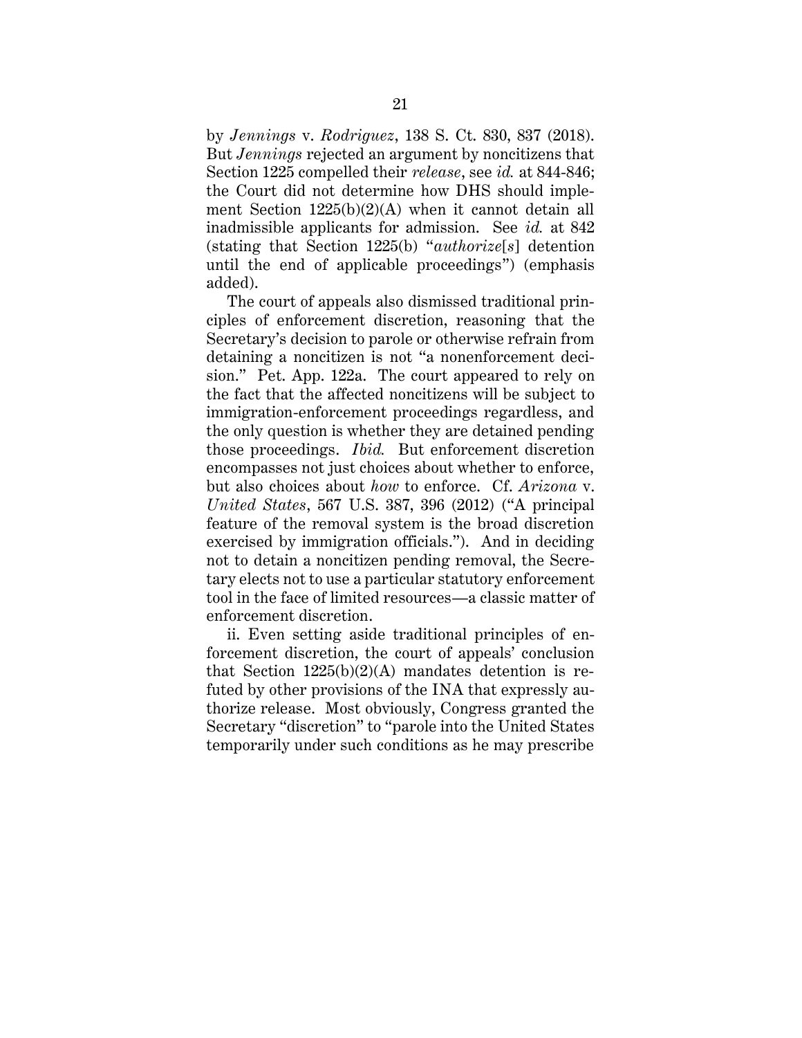by *Jennings* v. *Rodriguez*, 138 S. Ct. 830, 837 (2018). But *Jennings* rejected an argument by noncitizens that Section 1225 compelled their *release*, see *id.* at 844-846; the Court did not determine how DHS should implement Section 1225(b)(2)(A) when it cannot detain all inadmissible applicants for admission. See *id.* at 842 (stating that Section 1225(b) "*authorize*[*s*] detention until the end of applicable proceedings") (emphasis added).

The court of appeals also dismissed traditional principles of enforcement discretion, reasoning that the Secretary's decision to parole or otherwise refrain from detaining a noncitizen is not "a nonenforcement decision." Pet. App. 122a. The court appeared to rely on the fact that the affected noncitizens will be subject to immigration-enforcement proceedings regardless, and the only question is whether they are detained pending those proceedings. *Ibid.* But enforcement discretion encompasses not just choices about whether to enforce, but also choices about *how* to enforce. Cf. *Arizona* v. *United States*, 567 U.S. 387, 396 (2012) ("A principal feature of the removal system is the broad discretion exercised by immigration officials."). And in deciding not to detain a noncitizen pending removal, the Secretary elects not to use a particular statutory enforcement tool in the face of limited resources—a classic matter of enforcement discretion.

ii. Even setting aside traditional principles of enforcement discretion, the court of appeals' conclusion that Section 1225(b)(2)(A) mandates detention is refuted by other provisions of the INA that expressly authorize release. Most obviously, Congress granted the Secretary "discretion" to "parole into the United States temporarily under such conditions as he may prescribe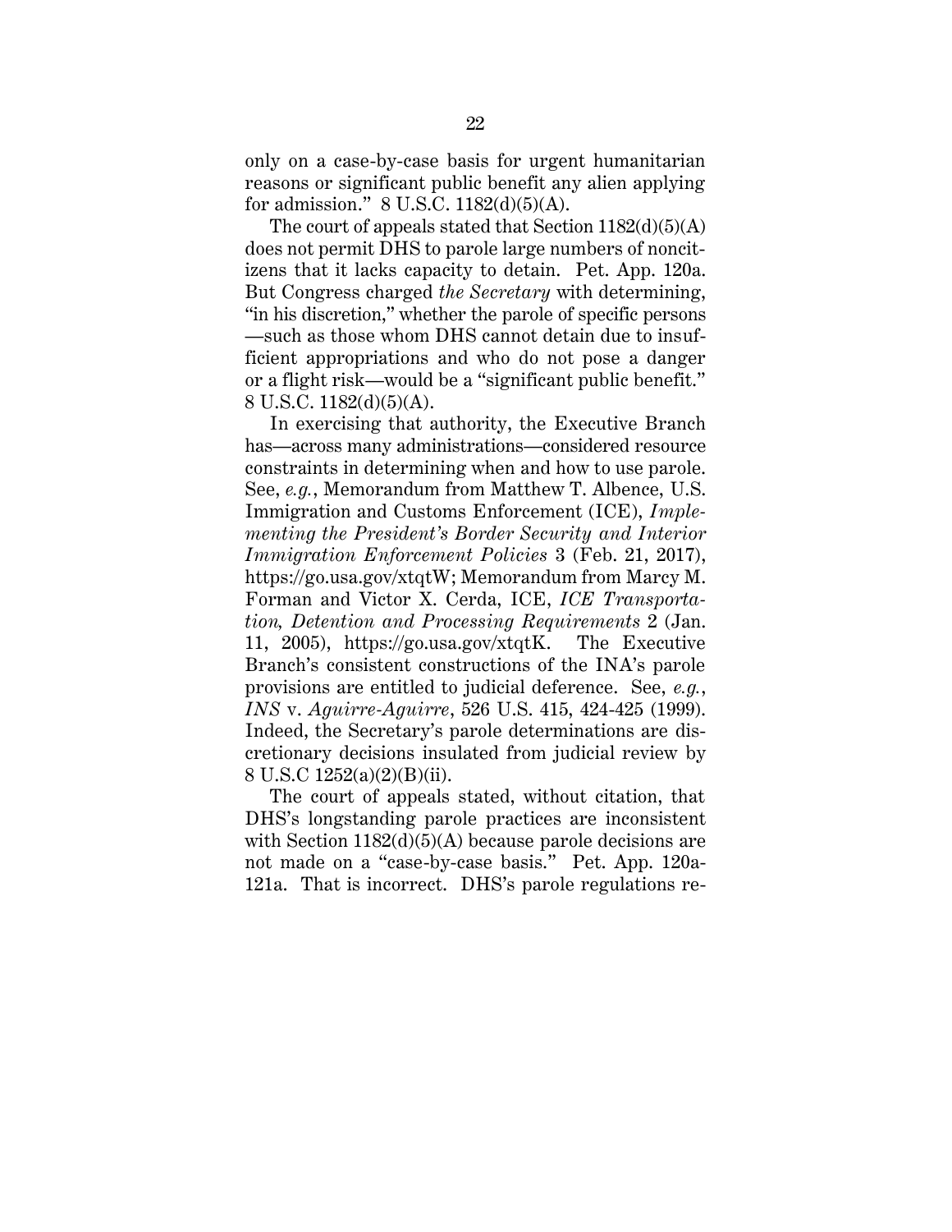only on a case-by-case basis for urgent humanitarian reasons or significant public benefit any alien applying for admission." 8 U.S.C. 1182(d)(5)(A).

The court of appeals stated that Section 1182(d)(5)(A) does not permit DHS to parole large numbers of noncitizens that it lacks capacity to detain. Pet. App. 120a. But Congress charged *the Secretary* with determining, "in his discretion," whether the parole of specific persons —such as those whom DHS cannot detain due to insufficient appropriations and who do not pose a danger or a flight risk—would be a "significant public benefit." 8 U.S.C. 1182(d)(5)(A).

In exercising that authority, the Executive Branch has—across many administrations—considered resource constraints in determining when and how to use parole. See, *e.g.*, Memorandum from Matthew T. Albence, U.S. Immigration and Customs Enforcement (ICE), *Implementing the President's Border Security and Interior Immigration Enforcement Policies* 3 (Feb. 21, 2017), https://go.usa.gov/xtqtW; Memorandum from Marcy M. Forman and Victor X. Cerda, ICE, *ICE Transportation, Detention and Processing Requirements* 2 (Jan. 11, 2005), https://go.usa.gov/xtqtK. The Executive Branch's consistent constructions of the INA's parole provisions are entitled to judicial deference. See, *e.g.*, *INS* v. *Aguirre-Aguirre*, 526 U.S. 415, 424-425 (1999). Indeed, the Secretary's parole determinations are discretionary decisions insulated from judicial review by 8 U.S.C 1252(a)(2)(B)(ii).

The court of appeals stated, without citation, that DHS's longstanding parole practices are inconsistent with Section 1182(d)(5)(A) because parole decisions are not made on a "case-by-case basis." Pet. App. 120a-121a. That is incorrect. DHS's parole regulations re-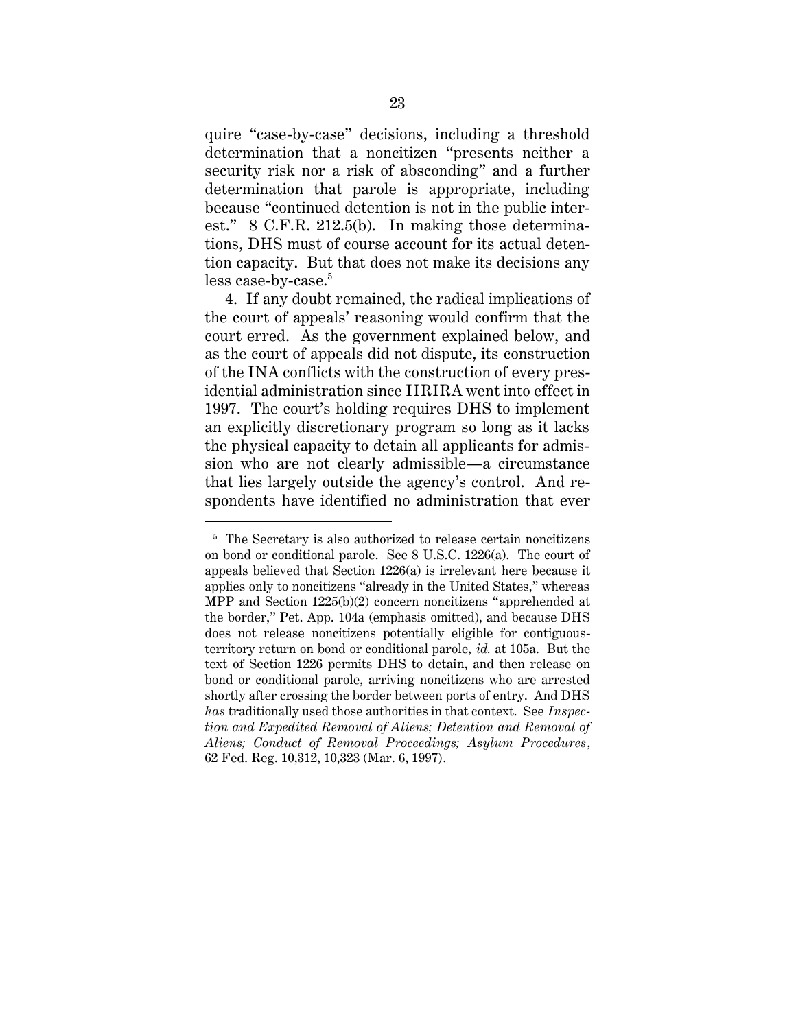quire "case-by-case" decisions, including a threshold determination that a noncitizen "presents neither a security risk nor a risk of absconding" and a further determination that parole is appropriate, including because "continued detention is not in the public interest." 8 C.F.R. 212.5(b). In making those determinations, DHS must of course account for its actual detention capacity. But that does not make its decisions any less case-by-case.[5]

4. If any doubt remained, the radical implications of the court of appeals' reasoning would confirm that the court erred. As the government explained below, and as the court of appeals did not dispute, its construction of the INA conflicts with the construction of every presidential administration since IIRIRA went into effect in 1997. The court's holding requires DHS to implement an explicitly discretionary program so long as it lacks the physical capacity to detain all applicants for admission who are not clearly admissible—a circumstance that lies largely outside the agency's control. And respondents have identified no administration that ever

---

[5] The Secretary is also authorized to release certain noncitizens on bond or conditional parole. See 8 U.S.C. 1226(a). The court of appeals believed that Section 1226(a) is irrelevant here because it applies only to noncitizens "already in the United States," whereas MPP and Section 1225(b)(2) concern noncitizens "apprehended at the border," Pet. App. 104a (emphasis omitted), and because DHS does not release noncitizens potentially eligible for contiguous-territory return on bond or conditional parole, *id.* at 105a. But the text of Section 1226 permits DHS to detain, and then release on bond or conditional parole, arriving noncitizens who are arrested shortly after crossing the border between ports of entry. And DHS *has* traditionally used those authorities in that context. See *Inspection and Expedited Removal of Aliens; Detention and Removal of Aliens; Conduct of Removal Proceedings; Asylum Procedures*, 62 Fed. Reg. 10,312, 10,323 (Mar. 6, 1997).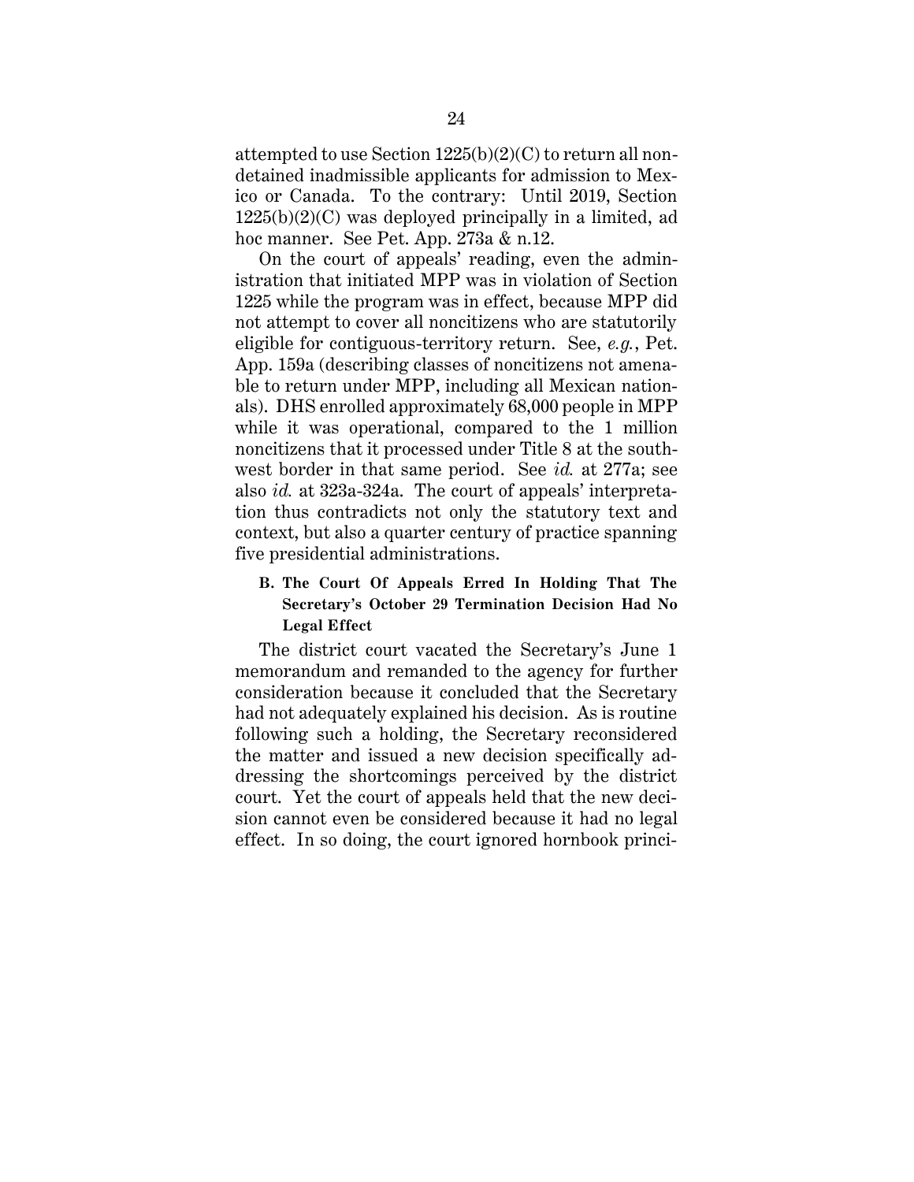attempted to use Section 1225(b)(2)(C) to return all nondetained inadmissible applicants for admission to Mexico or Canada. To the contrary: Until 2019, Section 1225(b)(2)(C) was deployed principally in a limited, ad hoc manner. See Pet. App. 273a & n.12.

On the court of appeals' reading, even the administration that initiated MPP was in violation of Section 1225 while the program was in effect, because MPP did not attempt to cover all noncitizens who are statutorily eligible for contiguous-territory return. See, *e.g.*, Pet. App. 159a (describing classes of noncitizens not amenable to return under MPP, including all Mexican nationals). DHS enrolled approximately 68,000 people in MPP while it was operational, compared to the 1 million noncitizens that it processed under Title 8 at the southwest border in that same period. See *id.* at 277a; see also *id.* at 323a-324a. The court of appeals' interpretation thus contradicts not only the statutory text and context, but also a quarter century of practice spanning five presidential administrations.

### B. The Court Of Appeals Erred In Holding That The Secretary's October 29 Termination Decision Had No Legal Effect

The district court vacated the Secretary's June 1 memorandum and remanded to the agency for further consideration because it concluded that the Secretary had not adequately explained his decision. As is routine following such a holding, the Secretary reconsidered the matter and issued a new decision specifically addressing the shortcomings perceived by the district court. Yet the court of appeals held that the new decision cannot even be considered because it had no legal effect. In so doing, the court ignored hornbook princi-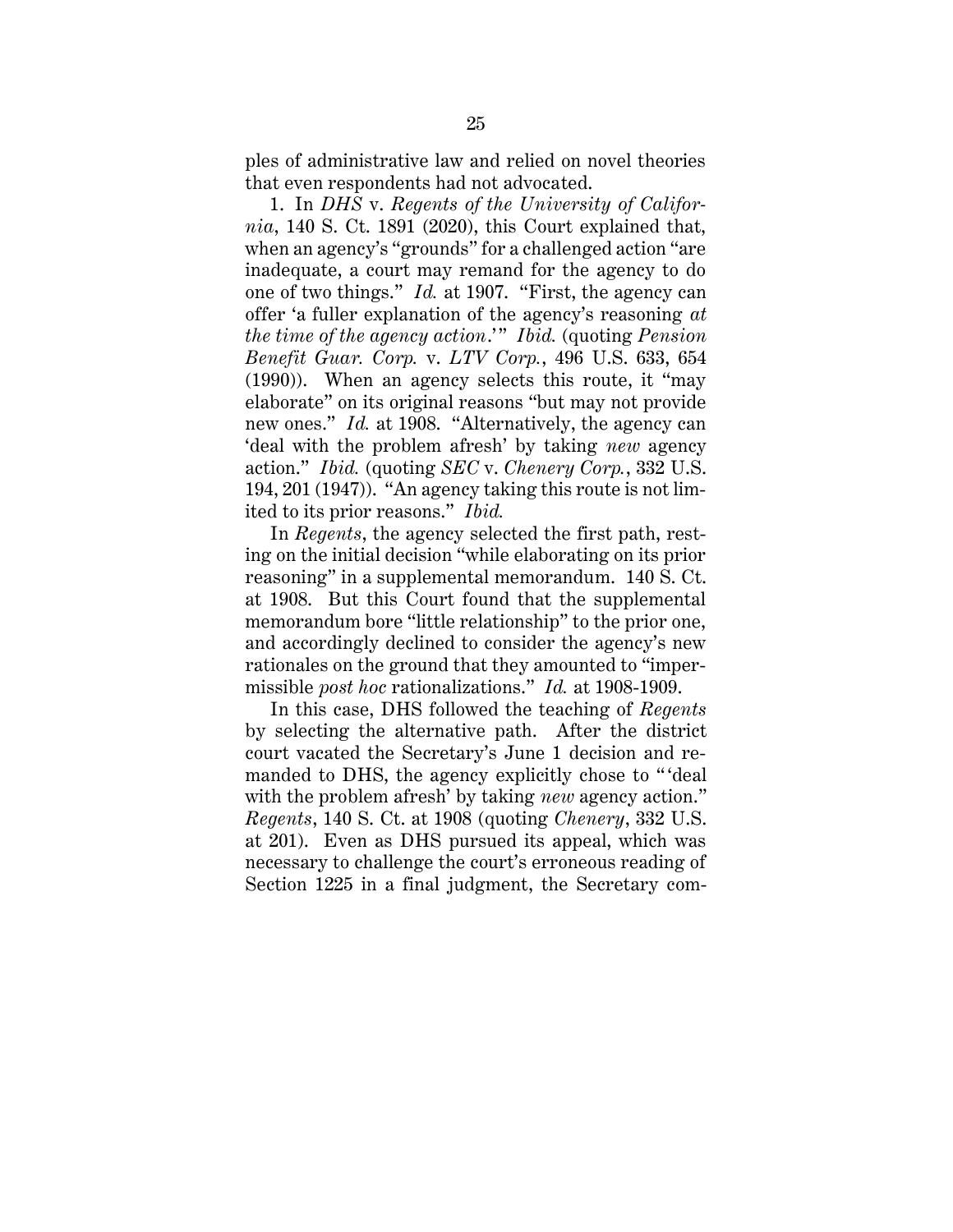ples of administrative law and relied on novel theories that even respondents had not advocated.

1. In *DHS* v. *Regents of the University of California*, 140 S. Ct. 1891 (2020), this Court explained that, when an agency's "grounds" for a challenged action "are inadequate, a court may remand for the agency to do one of two things." *Id.* at 1907. "First, the agency can offer 'a fuller explanation of the agency's reasoning *at the time of the agency action*.'" *Ibid.* (quoting *Pension Benefit Guar. Corp.* v. *LTV Corp.*, 496 U.S. 633, 654 (1990)). When an agency selects this route, it "may elaborate" on its original reasons "but may not provide new ones." *Id.* at 1908. "Alternatively, the agency can 'deal with the problem afresh' by taking *new* agency action." *Ibid.* (quoting *SEC* v. *Chenery Corp.*, 332 U.S. 194, 201 (1947)). "An agency taking this route is not limited to its prior reasons." *Ibid.*

In *Regents*, the agency selected the first path, resting on the initial decision "while elaborating on its prior reasoning" in a supplemental memorandum. 140 S. Ct. at 1908. But this Court found that the supplemental memorandum bore "little relationship" to the prior one, and accordingly declined to consider the agency's new rationales on the ground that they amounted to "impermissible *post hoc* rationalizations." *Id.* at 1908-1909.

In this case, DHS followed the teaching of *Regents* by selecting the alternative path. After the district court vacated the Secretary's June 1 decision and remanded to DHS, the agency explicitly chose to "'deal with the problem afresh' by taking *new* agency action." *Regents*, 140 S. Ct. at 1908 (quoting *Chenery*, 332 U.S. at 201). Even as DHS pursued its appeal, which was necessary to challenge the court's erroneous reading of Section 1225 in a final judgment, the Secretary com-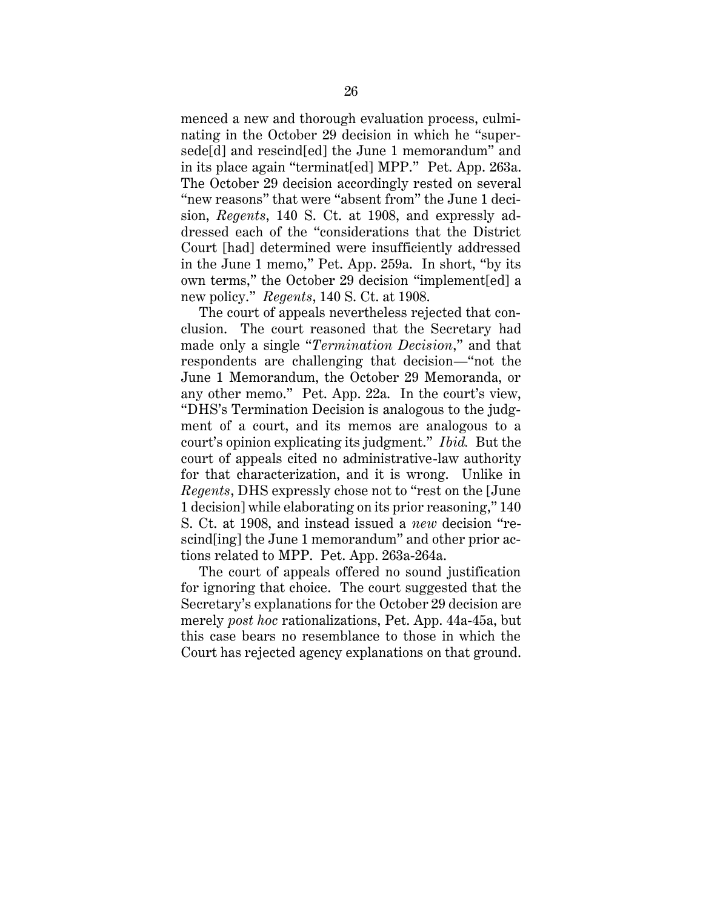menced a new and thorough evaluation process, culminating in the October 29 decision in which he "supersede[d] and rescind[ed] the June 1 memorandum" and in its place again "terminat[ed] MPP." Pet. App. 263a. The October 29 decision accordingly rested on several "new reasons" that were "absent from" the June 1 decision, *Regents*, 140 S. Ct. at 1908, and expressly addressed each of the "considerations that the District Court [had] determined were insufficiently addressed in the June 1 memo," Pet. App. 259a. In short, "by its own terms," the October 29 decision "implement[ed] a new policy." *Regents*, 140 S. Ct. at 1908.

The court of appeals nevertheless rejected that conclusion. The court reasoned that the Secretary had made only a single "*Termination Decision*," and that respondents are challenging that decision—"not the June 1 Memorandum, the October 29 Memoranda, or any other memo." Pet. App. 22a. In the court's view, "DHS's Termination Decision is analogous to the judgment of a court, and its memos are analogous to a court's opinion explicating its judgment." *Ibid.* But the court of appeals cited no administrative-law authority for that characterization, and it is wrong. Unlike in *Regents*, DHS expressly chose not to "rest on the [June 1 decision] while elaborating on its prior reasoning," 140 S. Ct. at 1908, and instead issued a *new* decision "rescind[ing] the June 1 memorandum" and other prior actions related to MPP. Pet. App. 263a-264a.

The court of appeals offered no sound justification for ignoring that choice. The court suggested that the Secretary's explanations for the October 29 decision are merely *post hoc* rationalizations, Pet. App. 44a-45a, but this case bears no resemblance to those in which the Court has rejected agency explanations on that ground.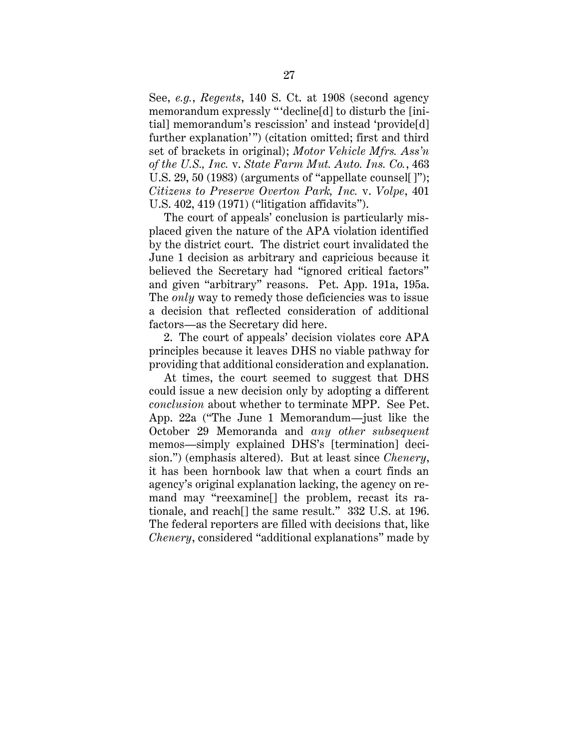See, *e.g.*, *Regents*, 140 S. Ct. at 1908 (second agency memorandum expressly "'decline[d] to disturb the [initial] memorandum's rescission' and instead 'provide[d] further explanation'") (citation omitted; first and third set of brackets in original); *Motor Vehicle Mfrs. Ass'n of the U.S., Inc.* v. *State Farm Mut. Auto. Ins. Co.*, 463 U.S. 29, 50 (1983) (arguments of "appellate counsel[ ]"); *Citizens to Preserve Overton Park, Inc.* v. *Volpe*, 401 U.S. 402, 419 (1971) ("litigation affidavits").

The court of appeals' conclusion is particularly misplaced given the nature of the APA violation identified by the district court. The district court invalidated the June 1 decision as arbitrary and capricious because it believed the Secretary had "ignored critical factors" and given "arbitrary" reasons. Pet. App. 191a, 195a. The *only* way to remedy those deficiencies was to issue a decision that reflected consideration of additional factors—as the Secretary did here.

2. The court of appeals' decision violates core APA principles because it leaves DHS no viable pathway for providing that additional consideration and explanation.

At times, the court seemed to suggest that DHS could issue a new decision only by adopting a different *conclusion* about whether to terminate MPP. See Pet. App. 22a ("The June 1 Memorandum—just like the October 29 Memoranda and *any other subsequent* memos—simply explained DHS's [termination] decision.") (emphasis altered). But at least since *Chenery*, it has been hornbook law that when a court finds an agency's original explanation lacking, the agency on remand may "reexamine[] the problem, recast its rationale, and reach[] the same result." 332 U.S. at 196. The federal reporters are filled with decisions that, like *Chenery*, considered "additional explanations" made by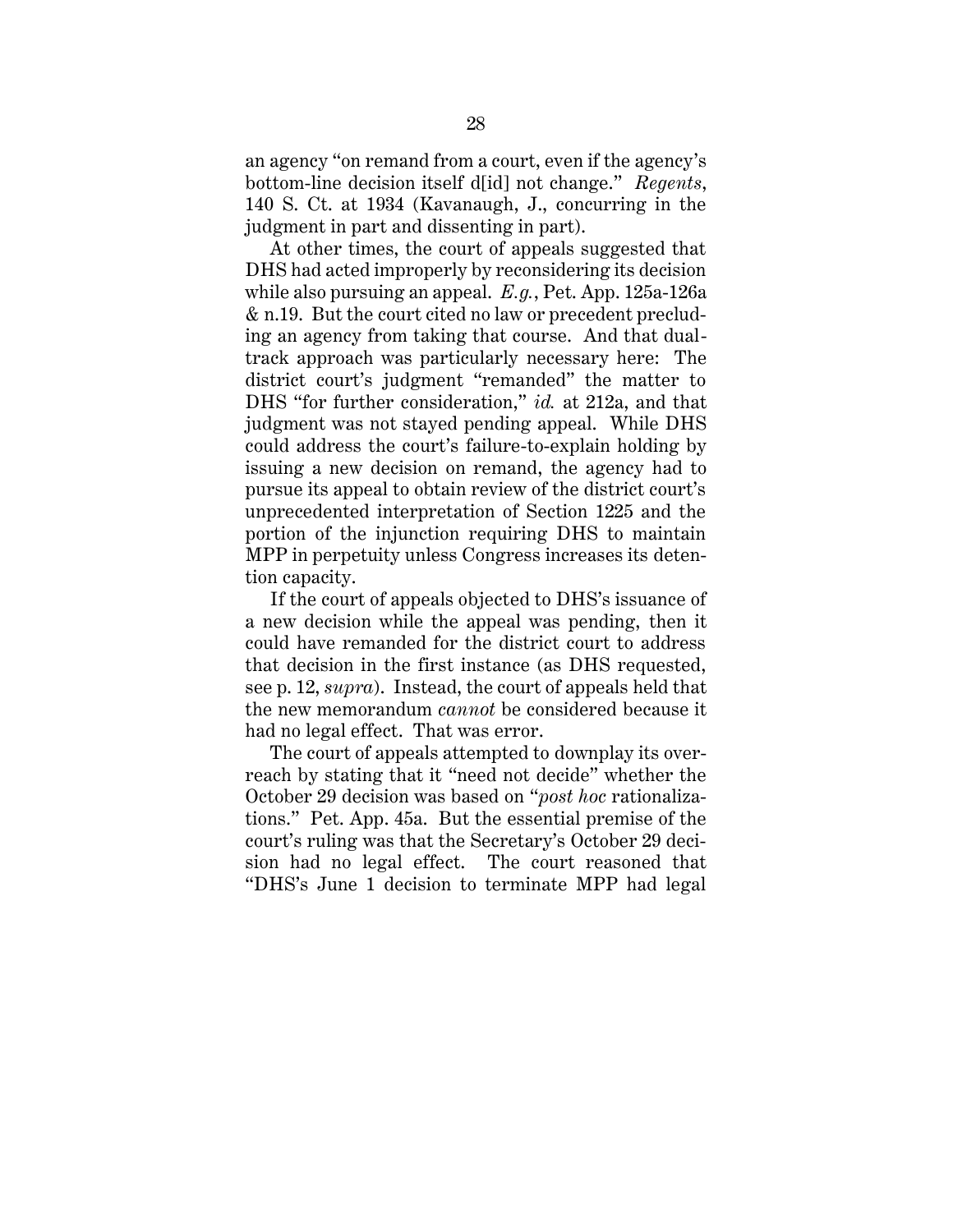an agency "on remand from a court, even if the agency's bottom-line decision itself d[id] not change." *Regents*, 140 S. Ct. at 1934 (Kavanaugh, J., concurring in the judgment in part and dissenting in part).

At other times, the court of appeals suggested that DHS had acted improperly by reconsidering its decision while also pursuing an appeal. *E.g.*, Pet. App. 125a-126a & n.19. But the court cited no law or precedent precluding an agency from taking that course. And that dual-track approach was particularly necessary here: The district court's judgment "remanded" the matter to DHS "for further consideration," *id.* at 212a, and that judgment was not stayed pending appeal. While DHS could address the court's failure-to-explain holding by issuing a new decision on remand, the agency had to pursue its appeal to obtain review of the district court's unprecedented interpretation of Section 1225 and the portion of the injunction requiring DHS to maintain MPP in perpetuity unless Congress increases its detention capacity.

If the court of appeals objected to DHS's issuance of a new decision while the appeal was pending, then it could have remanded for the district court to address that decision in the first instance (as DHS requested, see p. 12, *supra*). Instead, the court of appeals held that the new memorandum *cannot* be considered because it had no legal effect. That was error.

The court of appeals attempted to downplay its overreach by stating that it "need not decide" whether the October 29 decision was based on "*post hoc* rationalizations." Pet. App. 45a. But the essential premise of the court's ruling was that the Secretary's October 29 decision had no legal effect. The court reasoned that "DHS's June 1 decision to terminate MPP had legal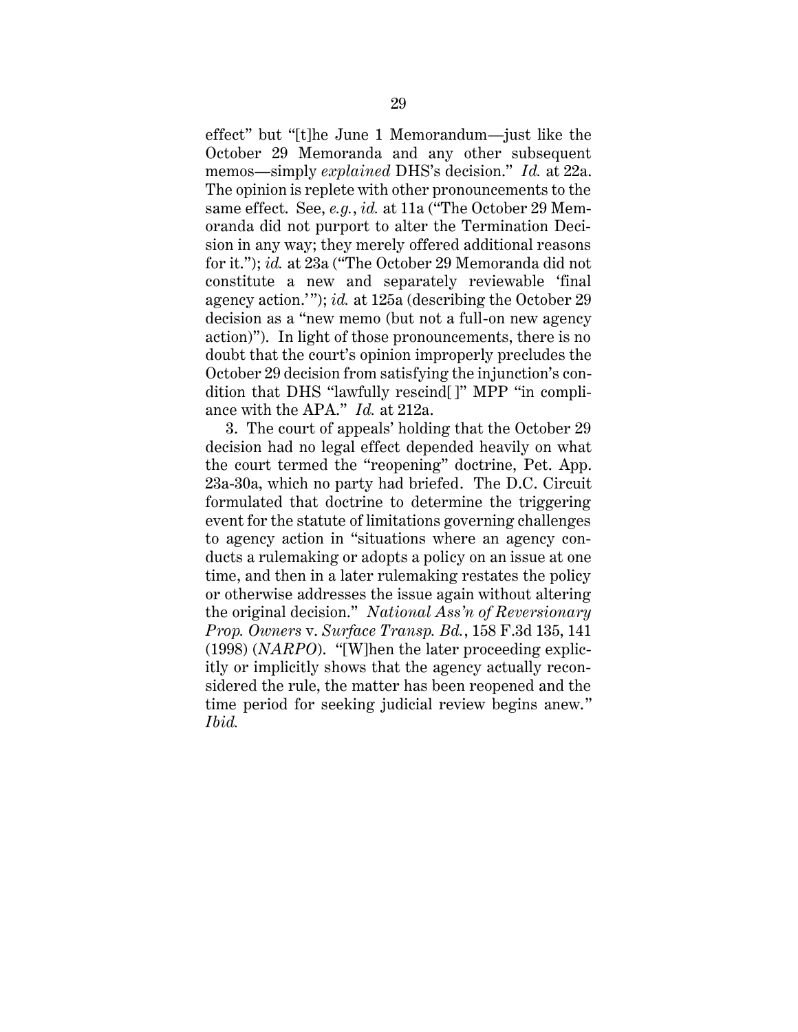effect" but "[t]he June 1 Memorandum—just like the October 29 Memoranda and any other subsequent memos—simply *explained* DHS's decision." *Id.* at 22a. The opinion is replete with other pronouncements to the same effect. See, *e.g.*, *id.* at 11a ("The October 29 Memoranda did not purport to alter the Termination Decision in any way; they merely offered additional reasons for it."); *id.* at 23a ("The October 29 Memoranda did not constitute a new and separately reviewable 'final agency action.'"); *id.* at 125a (describing the October 29 decision as a "new memo (but not a full-on new agency action)"). In light of those pronouncements, there is no doubt that the court's opinion improperly precludes the October 29 decision from satisfying the injunction's condition that DHS "lawfully rescind[ ]" MPP "in compliance with the APA." *Id.* at 212a.

3. The court of appeals' holding that the October 29 decision had no legal effect depended heavily on what the court termed the "reopening" doctrine, Pet. App. 23a-30a, which no party had briefed. The D.C. Circuit formulated that doctrine to determine the triggering event for the statute of limitations governing challenges to agency action in "situations where an agency conducts a rulemaking or adopts a policy on an issue at one time, and then in a later rulemaking restates the policy or otherwise addresses the issue again without altering the original decision." *National Ass'n of Reversionary Prop. Owners* v. *Surface Transp. Bd.*, 158 F.3d 135, 141 (1998) (*NARPO*). "[W]hen the later proceeding explicitly or implicitly shows that the agency actually reconsidered the rule, the matter has been reopened and the time period for seeking judicial review begins anew." *Ibid.*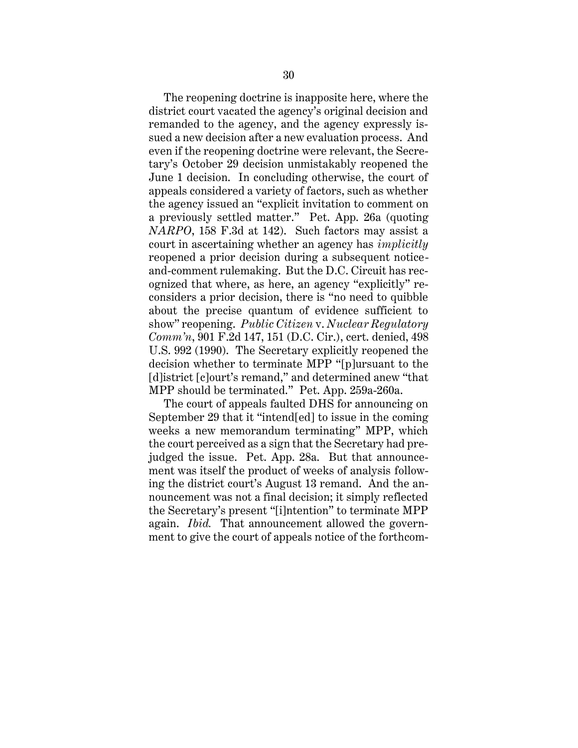The reopening doctrine is inapposite here, where the district court vacated the agency's original decision and remanded to the agency, and the agency expressly issued a new decision after a new evaluation process. And even if the reopening doctrine were relevant, the Secretary's October 29 decision unmistakably reopened the June 1 decision. In concluding otherwise, the court of appeals considered a variety of factors, such as whether the agency issued an "explicit invitation to comment on a previously settled matter." Pet. App. 26a (quoting *NARPO*, 158 F.3d at 142). Such factors may assist a court in ascertaining whether an agency has *implicitly* reopened a prior decision during a subsequent notice-and-comment rulemaking. But the D.C. Circuit has recognized that where, as here, an agency "explicitly" reconsiders a prior decision, there is "no need to quibble about the precise quantum of evidence sufficient to show" reopening. *Public Citizen* v. *Nuclear Regulatory Comm'n*, 901 F.2d 147, 151 (D.C. Cir.), cert. denied, 498 U.S. 992 (1990). The Secretary explicitly reopened the decision whether to terminate MPP "[p]ursuant to the [d]istrict [c]ourt's remand," and determined anew "that MPP should be terminated." Pet. App. 259a-260a.

The court of appeals faulted DHS for announcing on September 29 that it "intend[ed] to issue in the coming weeks a new memorandum terminating" MPP, which the court perceived as a sign that the Secretary had prejudged the issue. Pet. App. 28a. But that announcement was itself the product of weeks of analysis following the district court's August 13 remand. And the announcement was not a final decision; it simply reflected the Secretary's present "[i]ntention" to terminate MPP again. *Ibid.* That announcement allowed the government to give the court of appeals notice of the forthcom-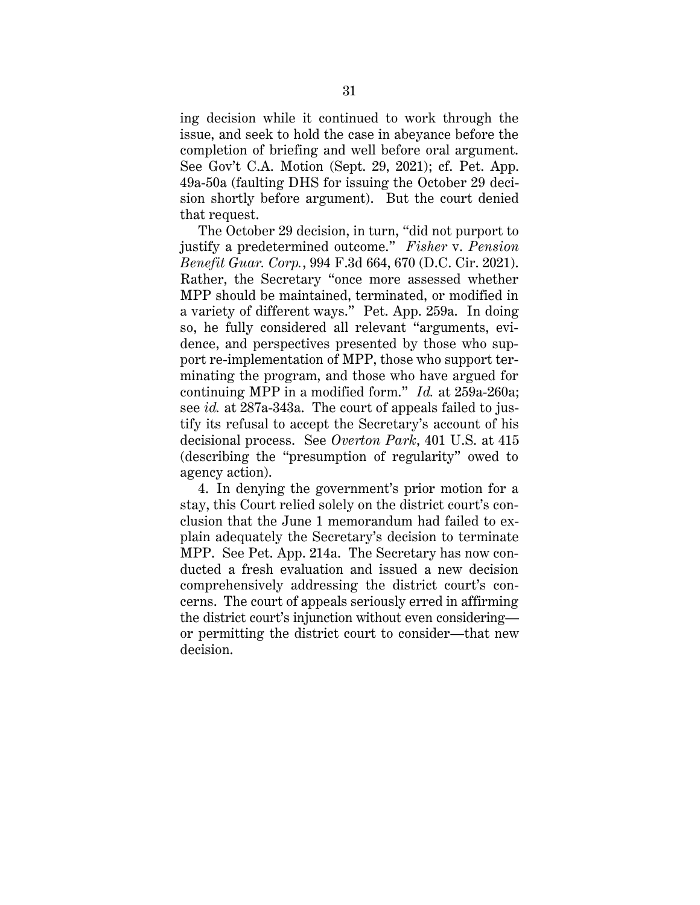ing decision while it continued to work through the issue, and seek to hold the case in abeyance before the completion of briefing and well before oral argument. See Gov't C.A. Motion (Sept. 29, 2021); cf. Pet. App. 49a-50a (faulting DHS for issuing the October 29 decision shortly before argument). But the court denied that request.

The October 29 decision, in turn, "did not purport to justify a predetermined outcome." *Fisher* v. *Pension Benefit Guar. Corp.*, 994 F.3d 664, 670 (D.C. Cir. 2021). Rather, the Secretary "once more assessed whether MPP should be maintained, terminated, or modified in a variety of different ways." Pet. App. 259a. In doing so, he fully considered all relevant "arguments, evidence, and perspectives presented by those who support re-implementation of MPP, those who support terminating the program, and those who have argued for continuing MPP in a modified form." *Id.* at 259a-260a; see *id.* at 287a-343a. The court of appeals failed to justify its refusal to accept the Secretary's account of his decisional process. See *Overton Park*, 401 U.S. at 415 (describing the "presumption of regularity" owed to agency action).

4. In denying the government's prior motion for a stay, this Court relied solely on the district court's conclusion that the June 1 memorandum had failed to explain adequately the Secretary's decision to terminate MPP. See Pet. App. 214a. The Secretary has now conducted a fresh evaluation and issued a new decision comprehensively addressing the district court's concerns. The court of appeals seriously erred in affirming the district court's injunction without even considering—or permitting the district court to consider—that new decision.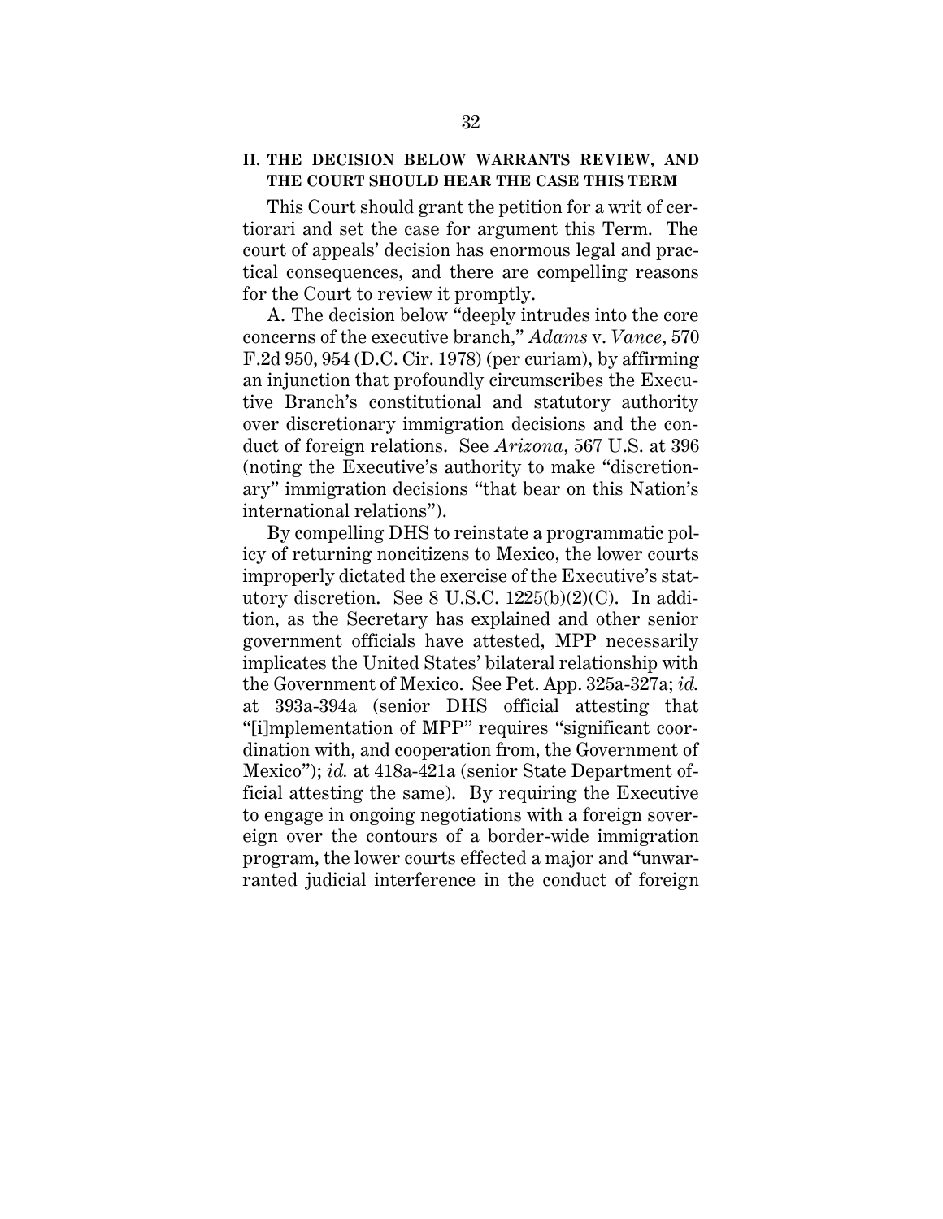## II. THE DECISION BELOW WARRANTS REVIEW, AND THE COURT SHOULD HEAR THE CASE THIS TERM

This Court should grant the petition for a writ of certiorari and set the case for argument this Term. The court of appeals' decision has enormous legal and practical consequences, and there are compelling reasons for the Court to review it promptly.

A. The decision below "deeply intrudes into the core concerns of the executive branch," *Adams* v. *Vance*, 570 F.2d 950, 954 (D.C. Cir. 1978) (per curiam), by affirming an injunction that profoundly circumscribes the Executive Branch's constitutional and statutory authority over discretionary immigration decisions and the conduct of foreign relations. See *Arizona*, 567 U.S. at 396 (noting the Executive's authority to make "discretionary" immigration decisions "that bear on this Nation's international relations").

By compelling DHS to reinstate a programmatic policy of returning noncitizens to Mexico, the lower courts improperly dictated the exercise of the Executive's statutory discretion. See 8 U.S.C. 1225(b)(2)(C). In addition, as the Secretary has explained and other senior government officials have attested, MPP necessarily implicates the United States' bilateral relationship with the Government of Mexico. See Pet. App. 325a-327a; *id.* at 393a-394a (senior DHS official attesting that "[i]mplementation of MPP" requires "significant coordination with, and cooperation from, the Government of Mexico"); *id.* at 418a-421a (senior State Department official attesting the same). By requiring the Executive to engage in ongoing negotiations with a foreign sovereign over the contours of a border-wide immigration program, the lower courts effected a major and "unwarranted judicial interference in the conduct of foreign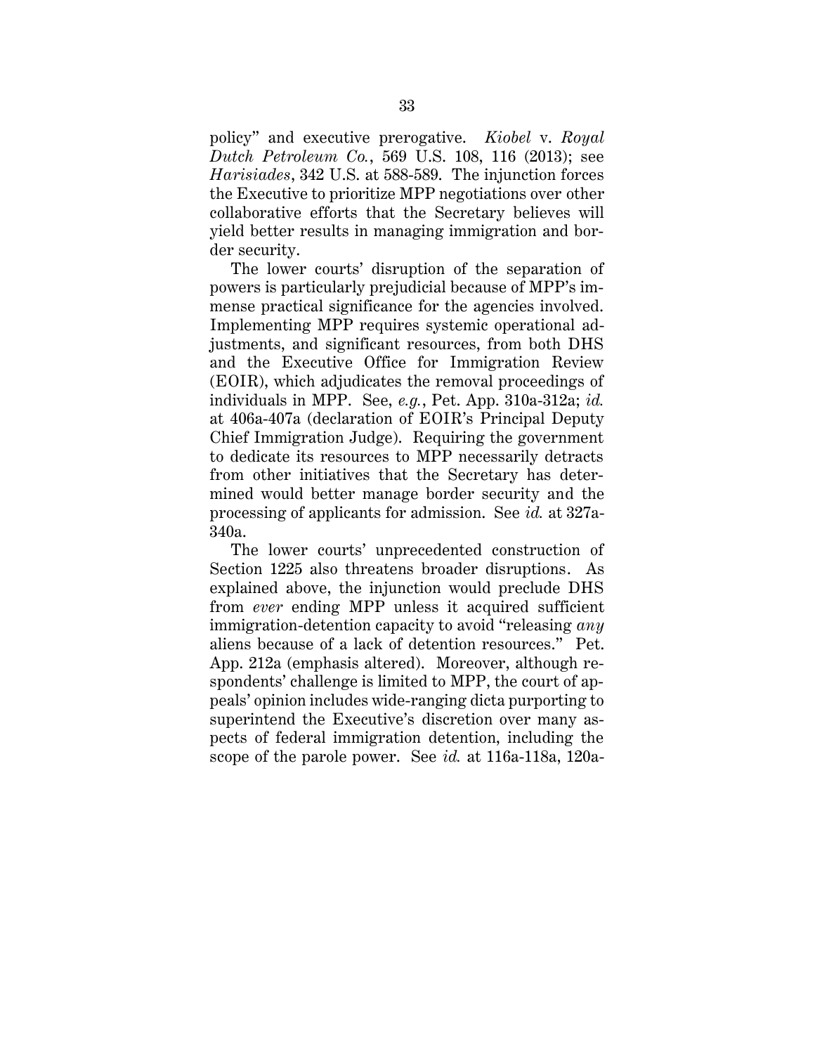policy" and executive prerogative. *Kiobel* v. *Royal Dutch Petroleum Co.*, 569 U.S. 108, 116 (2013); see *Harisiades*, 342 U.S. at 588-589. The injunction forces the Executive to prioritize MPP negotiations over other collaborative efforts that the Secretary believes will yield better results in managing immigration and border security.

The lower courts' disruption of the separation of powers is particularly prejudicial because of MPP's immense practical significance for the agencies involved. Implementing MPP requires systemic operational adjustments, and significant resources, from both DHS and the Executive Office for Immigration Review (EOIR), which adjudicates the removal proceedings of individuals in MPP. See, *e.g.*, Pet. App. 310a-312a; *id.* at 406a-407a (declaration of EOIR's Principal Deputy Chief Immigration Judge). Requiring the government to dedicate its resources to MPP necessarily detracts from other initiatives that the Secretary has determined would better manage border security and the processing of applicants for admission. See *id.* at 327a-340a.

The lower courts' unprecedented construction of Section 1225 also threatens broader disruptions. As explained above, the injunction would preclude DHS from *ever* ending MPP unless it acquired sufficient immigration-detention capacity to avoid "releasing *any* aliens because of a lack of detention resources." Pet. App. 212a (emphasis altered). Moreover, although respondents' challenge is limited to MPP, the court of appeals' opinion includes wide-ranging dicta purporting to superintend the Executive's discretion over many aspects of federal immigration detention, including the scope of the parole power. See *id.* at 116a-118a, 120a-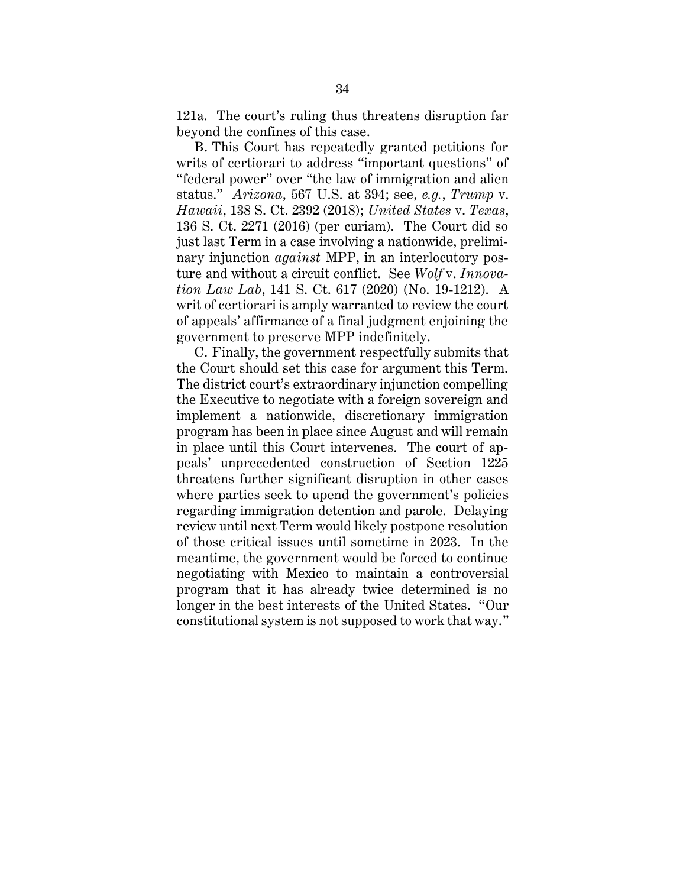121a. The court's ruling thus threatens disruption far beyond the confines of this case.

B. This Court has repeatedly granted petitions for writs of certiorari to address "important questions" of "federal power" over "the law of immigration and alien status." *Arizona*, 567 U.S. at 394; see, *e.g.*, *Trump* v. *Hawaii*, 138 S. Ct. 2392 (2018); *United States* v. *Texas*, 136 S. Ct. 2271 (2016) (per curiam). The Court did so just last Term in a case involving a nationwide, preliminary injunction *against* MPP, in an interlocutory posture and without a circuit conflict. See *Wolf* v. *Innovation Law Lab*, 141 S. Ct. 617 (2020) (No. 19-1212). A writ of certiorari is amply warranted to review the court of appeals' affirmance of a final judgment enjoining the government to preserve MPP indefinitely.

C. Finally, the government respectfully submits that the Court should set this case for argument this Term. The district court's extraordinary injunction compelling the Executive to negotiate with a foreign sovereign and implement a nationwide, discretionary immigration program has been in place since August and will remain in place until this Court intervenes. The court of appeals' unprecedented construction of Section 1225 threatens further significant disruption in other cases where parties seek to upend the government's policies regarding immigration detention and parole. Delaying review until next Term would likely postpone resolution of those critical issues until sometime in 2023. In the meantime, the government would be forced to continue negotiating with Mexico to maintain a controversial program that it has already twice determined is no longer in the best interests of the United States. "Our constitutional system is not supposed to work that way."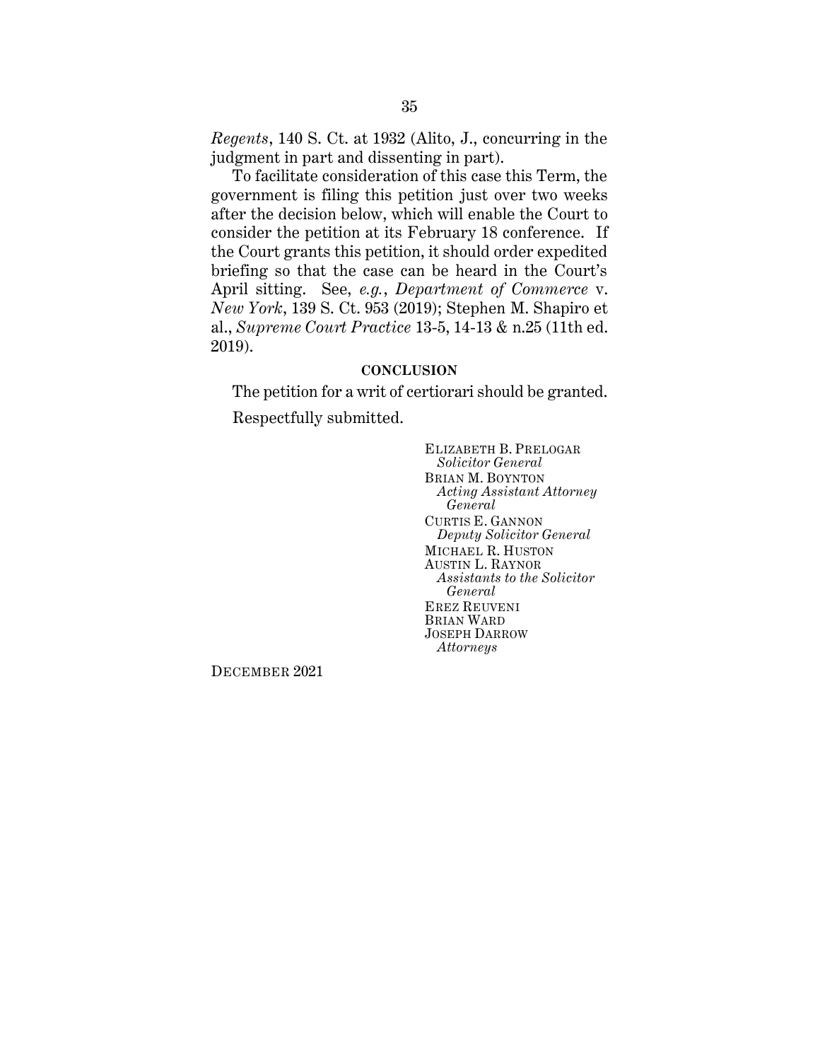*Regents*, 140 S. Ct. at 1932 (Alito, J., concurring in the judgment in part and dissenting in part).

To facilitate consideration of this case this Term, the government is filing this petition just over two weeks after the decision below, which will enable the Court to consider the petition at its February 18 conference. If the Court grants this petition, it should order expedited briefing so that the case can be heard in the Court's April sitting. See, *e.g.*, *Department of Commerce* v. *New York*, 139 S. Ct. 953 (2019); Stephen M. Shapiro et al., *Supreme Court Practice* 13-5, 14-13 & n.25 (11th ed. 2019).

## CONCLUSION

The petition for a writ of certiorari should be granted.

Respectfully submitted.

ELIZABETH B. PRELOGAR
*Solicitor General*
BRIAN M. BOYNTON
*Acting Assistant Attorney General*
CURTIS E. GANNON
*Deputy Solicitor General*
MICHAEL R. HUSTON
AUSTIN L. RAYNOR
*Assistants to the Solicitor General*
EREZ REUVENI
BRIAN WARD
JOSEPH DARROW
*Attorneys*

DECEMBER 2021